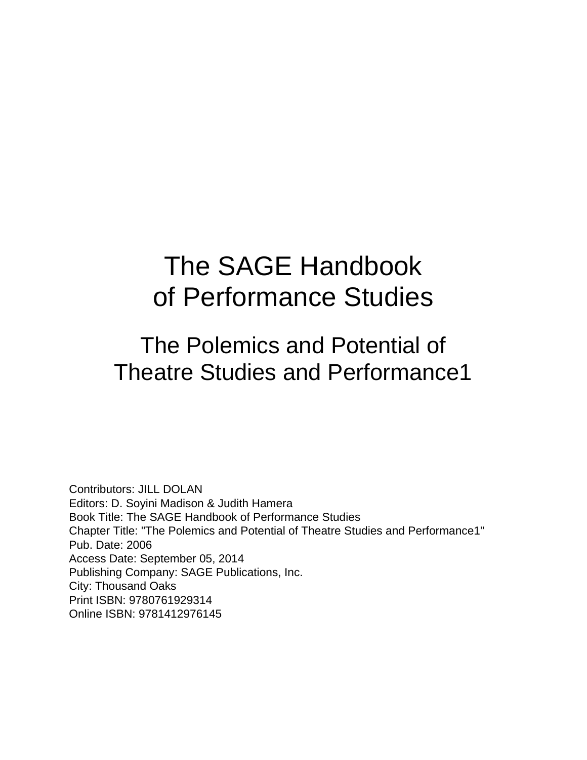# The SAGE Handbook of Performance Studies

## The Polemics and Potential of Theatre Studies and Performance1

Contributors: JILL DOLAN
Editors: D. Soyini Madison & Judith Hamera
Book Title: The SAGE Handbook of Performance Studies
Chapter Title: "The Polemics and Potential of Theatre Studies and Performance1"
Pub. Date: 2006
Access Date: September 05, 2014
Publishing Company: SAGE Publications, Inc.
City: Thousand Oaks
Print ISBN: 9780761929314
Online ISBN: 9781412976145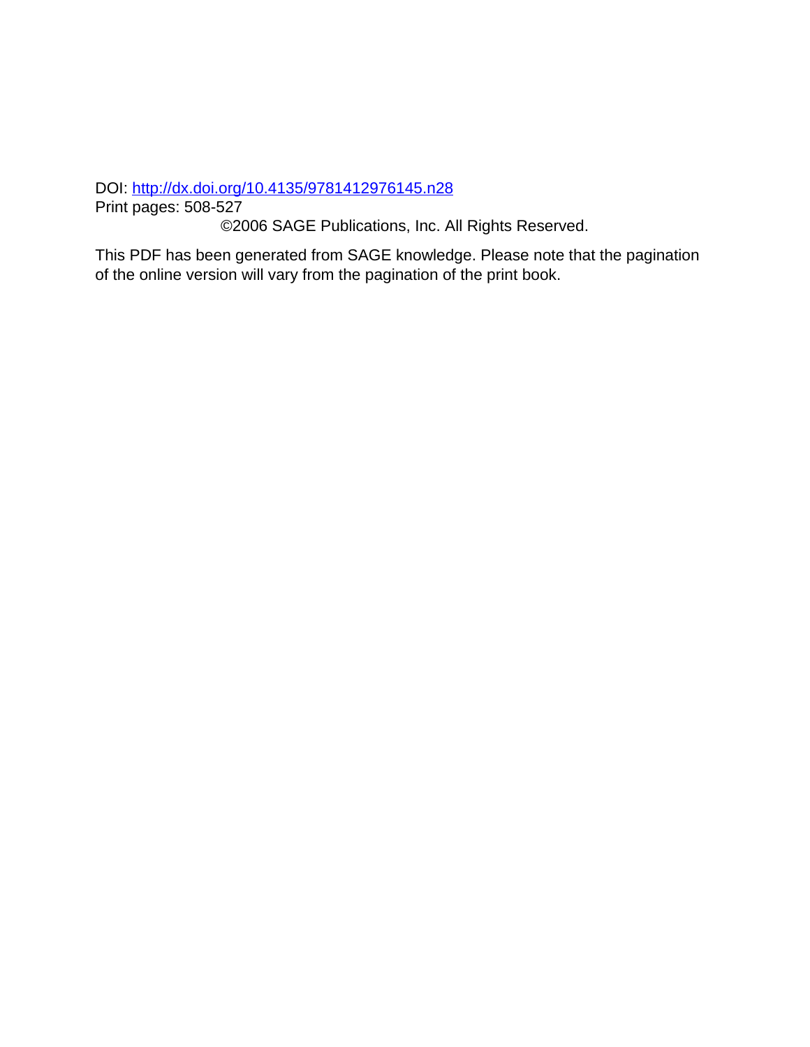DOI: http://dx.doi.org/10.4135/9781412976145.n28
Print pages: 508-527

©2006 SAGE Publications, Inc. All Rights Reserved.

This PDF has been generated from SAGE knowledge. Please note that the pagination of the online version will vary from the pagination of the print book.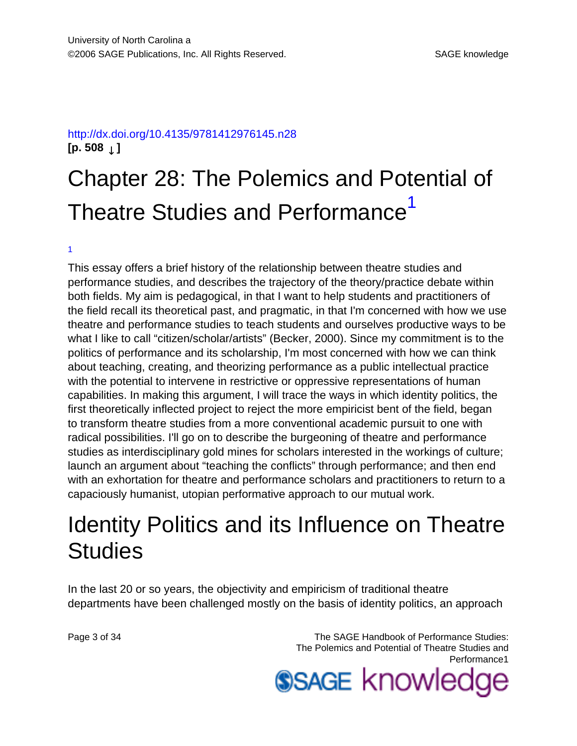http://dx.doi.org/10.4135/9781412976145.n28

[p. 508 ↓]

# Chapter 28: The Polemics and Potential of Theatre Studies and Performance[1]

[1]

This essay offers a brief history of the relationship between theatre studies and performance studies, and describes the trajectory of the theory/practice debate within both fields. My aim is pedagogical, in that I want to help students and practitioners of the field recall its theoretical past, and pragmatic, in that I'm concerned with how we use theatre and performance studies to teach students and ourselves productive ways to be what I like to call "citizen/scholar/artists" (Becker, 2000). Since my commitment is to the politics of performance and its scholarship, I'm most concerned with how we can think about teaching, creating, and theorizing performance as a public intellectual practice with the potential to intervene in restrictive or oppressive representations of human capabilities. In making this argument, I will trace the ways in which identity politics, the first theoretically inflected project to reject the more empiricist bent of the field, began to transform theatre studies from a more conventional academic pursuit to one with radical possibilities. I'll go on to describe the burgeoning of theatre and performance studies as interdisciplinary gold mines for scholars interested in the workings of culture; launch an argument about "teaching the conflicts" through performance; and then end with an exhortation for theatre and performance scholars and practitioners to return to a capaciously humanist, utopian performative approach to our mutual work.

## Identity Politics and its Influence on Theatre Studies

In the last 20 or so years, the objectivity and empiricism of traditional theatre departments have been challenged mostly on the basis of identity politics, an approach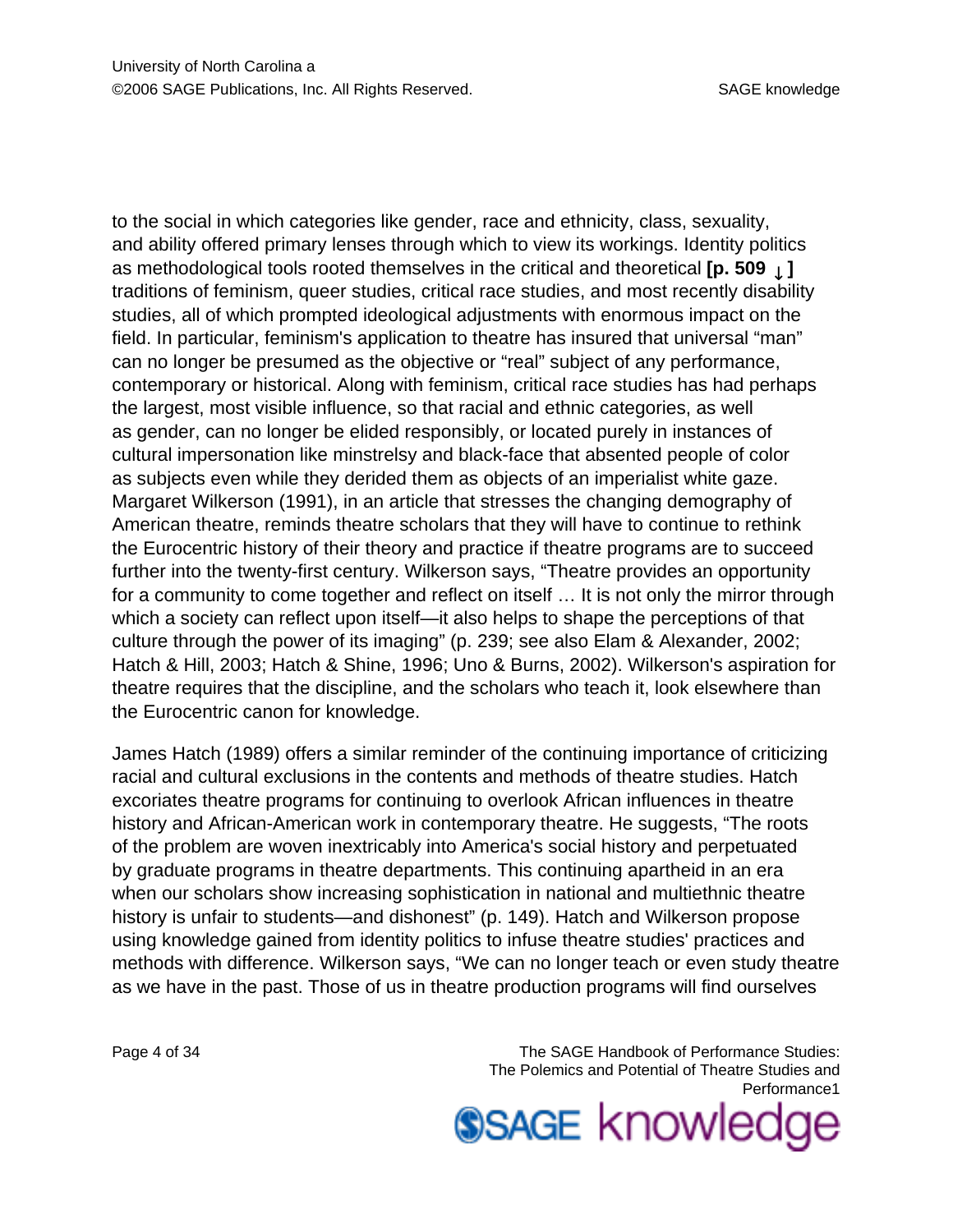to the social in which categories like gender, race and ethnicity, class, sexuality, and ability offered primary lenses through which to view its workings. Identity politics as methodological tools rooted themselves in the critical and theoretical **[p. 509 ↓ ]** traditions of feminism, queer studies, critical race studies, and most recently disability studies, all of which prompted ideological adjustments with enormous impact on the field. In particular, feminism's application to theatre has insured that universal "man" can no longer be presumed as the objective or "real" subject of any performance, contemporary or historical. Along with feminism, critical race studies has had perhaps the largest, most visible influence, so that racial and ethnic categories, as well as gender, can no longer be elided responsibly, or located purely in instances of cultural impersonation like minstrelsy and black-face that absented people of color as subjects even while they derided them as objects of an imperialist white gaze. Margaret Wilkerson (1991), in an article that stresses the changing demography of American theatre, reminds theatre scholars that they will have to continue to rethink the Eurocentric history of their theory and practice if theatre programs are to succeed further into the twenty-first century. Wilkerson says, "Theatre provides an opportunity for a community to come together and reflect on itself … It is not only the mirror through which a society can reflect upon itself—it also helps to shape the perceptions of that culture through the power of its imaging" (p. 239; see also Elam & Alexander, 2002; Hatch & Hill, 2003; Hatch & Shine, 1996; Uno & Burns, 2002). Wilkerson's aspiration for theatre requires that the discipline, and the scholars who teach it, look elsewhere than the Eurocentric canon for knowledge.

James Hatch (1989) offers a similar reminder of the continuing importance of criticizing racial and cultural exclusions in the contents and methods of theatre studies. Hatch excoriates theatre programs for continuing to overlook African influences in theatre history and African-American work in contemporary theatre. He suggests, "The roots of the problem are woven inextricably into America's social history and perpetuated by graduate programs in theatre departments. This continuing apartheid in an era when our scholars show increasing sophistication in national and multiethnic theatre history is unfair to students—and dishonest" (p. 149). Hatch and Wilkerson propose using knowledge gained from identity politics to infuse theatre studies' practices and methods with difference. Wilkerson says, "We can no longer teach or even study theatre as we have in the past. Those of us in theatre production programs will find ourselves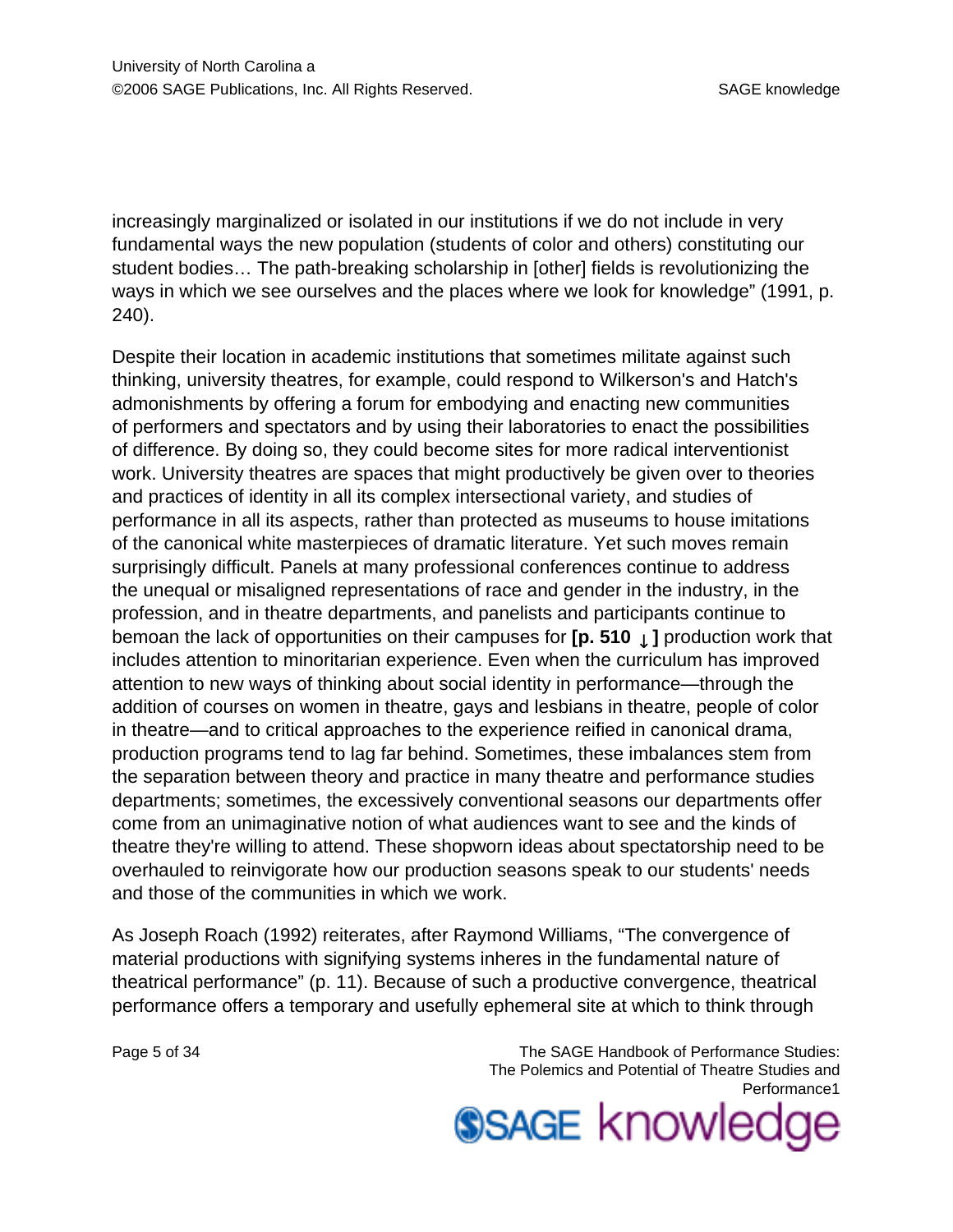increasingly marginalized or isolated in our institutions if we do not include in very fundamental ways the new population (students of color and others) constituting our student bodies… The path-breaking scholarship in [other] fields is revolutionizing the ways in which we see ourselves and the places where we look for knowledge" (1991, p. 240).

Despite their location in academic institutions that sometimes militate against such thinking, university theatres, for example, could respond to Wilkerson's and Hatch's admonishments by offering a forum for embodying and enacting new communities of performers and spectators and by using their laboratories to enact the possibilities of difference. By doing so, they could become sites for more radical interventionist work. University theatres are spaces that might productively be given over to theories and practices of identity in all its complex intersectional variety, and studies of performance in all its aspects, rather than protected as museums to house imitations of the canonical white masterpieces of dramatic literature. Yet such moves remain surprisingly difficult. Panels at many professional conferences continue to address the unequal or misaligned representations of race and gender in the industry, in the profession, and in theatre departments, and panelists and participants continue to bemoan the lack of opportunities on their campuses for **[p. 510 ↓ ]** production work that includes attention to minoritarian experience. Even when the curriculum has improved attention to new ways of thinking about social identity in performance—through the addition of courses on women in theatre, gays and lesbians in theatre, people of color in theatre—and to critical approaches to the experience reified in canonical drama, production programs tend to lag far behind. Sometimes, these imbalances stem from the separation between theory and practice in many theatre and performance studies departments; sometimes, the excessively conventional seasons our departments offer come from an unimaginative notion of what audiences want to see and the kinds of theatre they're willing to attend. These shopworn ideas about spectatorship need to be overhauled to reinvigorate how our production seasons speak to our students' needs and those of the communities in which we work.

As Joseph Roach (1992) reiterates, after Raymond Williams, "The convergence of material productions with signifying systems inheres in the fundamental nature of theatrical performance" (p. 11). Because of such a productive convergence, theatrical performance offers a temporary and usefully ephemeral site at which to think through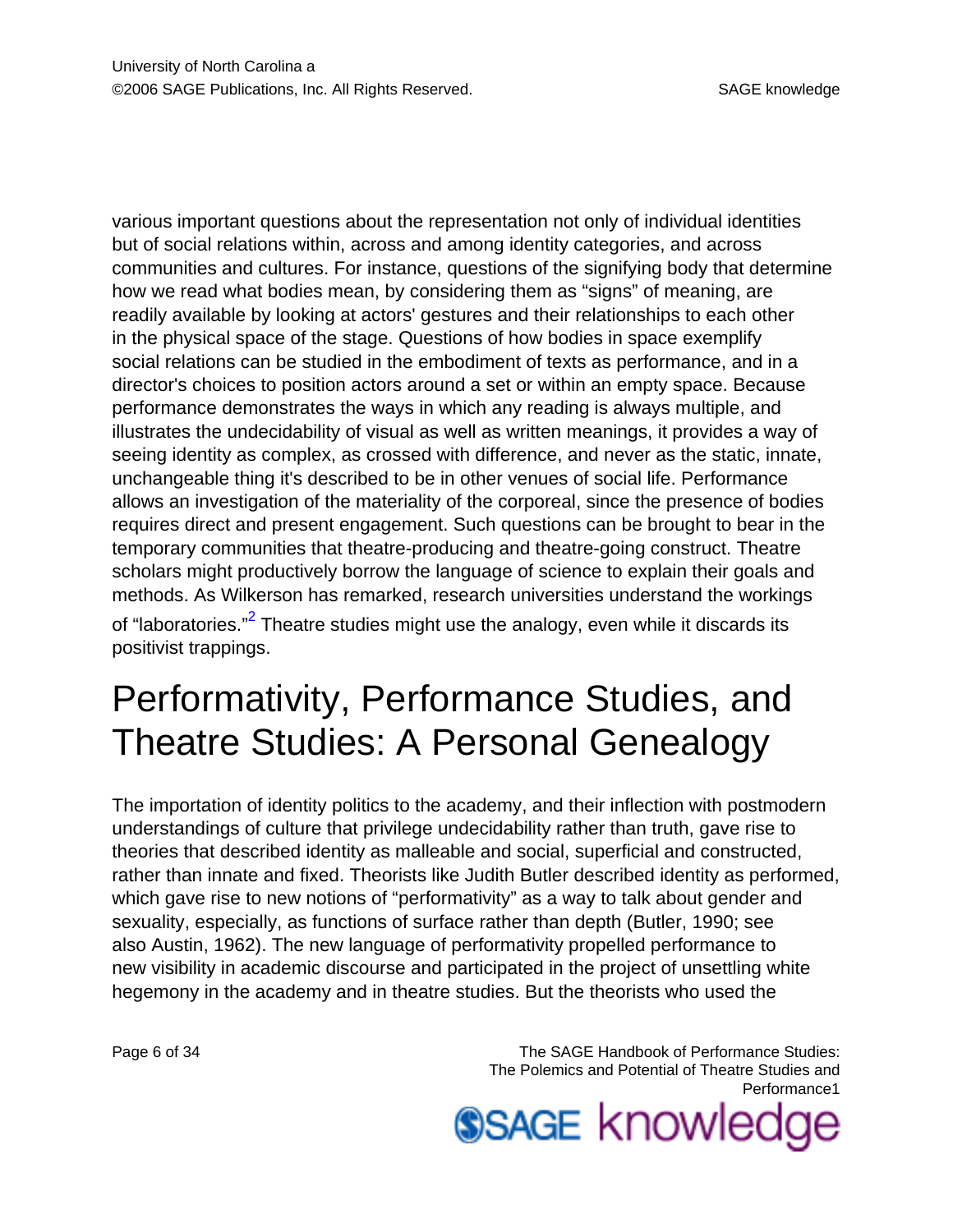various important questions about the representation not only of individual identities but of social relations within, across and among identity categories, and across communities and cultures. For instance, questions of the signifying body that determine how we read what bodies mean, by considering them as "signs" of meaning, are readily available by looking at actors' gestures and their relationships to each other in the physical space of the stage. Questions of how bodies in space exemplify social relations can be studied in the embodiment of texts as performance, and in a director's choices to position actors around a set or within an empty space. Because performance demonstrates the ways in which any reading is always multiple, and illustrates the undecidability of visual as well as written meanings, it provides a way of seeing identity as complex, as crossed with difference, and never as the static, innate, unchangeable thing it's described to be in other venues of social life. Performance allows an investigation of the materiality of the corporeal, since the presence of bodies requires direct and present engagement. Such questions can be brought to bear in the temporary communities that theatre-producing and theatre-going construct. Theatre scholars might productively borrow the language of science to explain their goals and methods. As Wilkerson has remarked, research universities understand the workings of "laboratories."[2] Theatre studies might use the analogy, even while it discards its positivist trappings.

# Performativity, Performance Studies, and Theatre Studies: A Personal Genealogy

The importation of identity politics to the academy, and their inflection with postmodern understandings of culture that privilege undecidability rather than truth, gave rise to theories that described identity as malleable and social, superficial and constructed, rather than innate and fixed. Theorists like Judith Butler described identity as performed, which gave rise to new notions of "performativity" as a way to talk about gender and sexuality, especially, as functions of surface rather than depth (Butler, 1990; see also Austin, 1962). The new language of performativity propelled performance to new visibility in academic discourse and participated in the project of unsettling white hegemony in the academy and in theatre studies. But the theorists who used the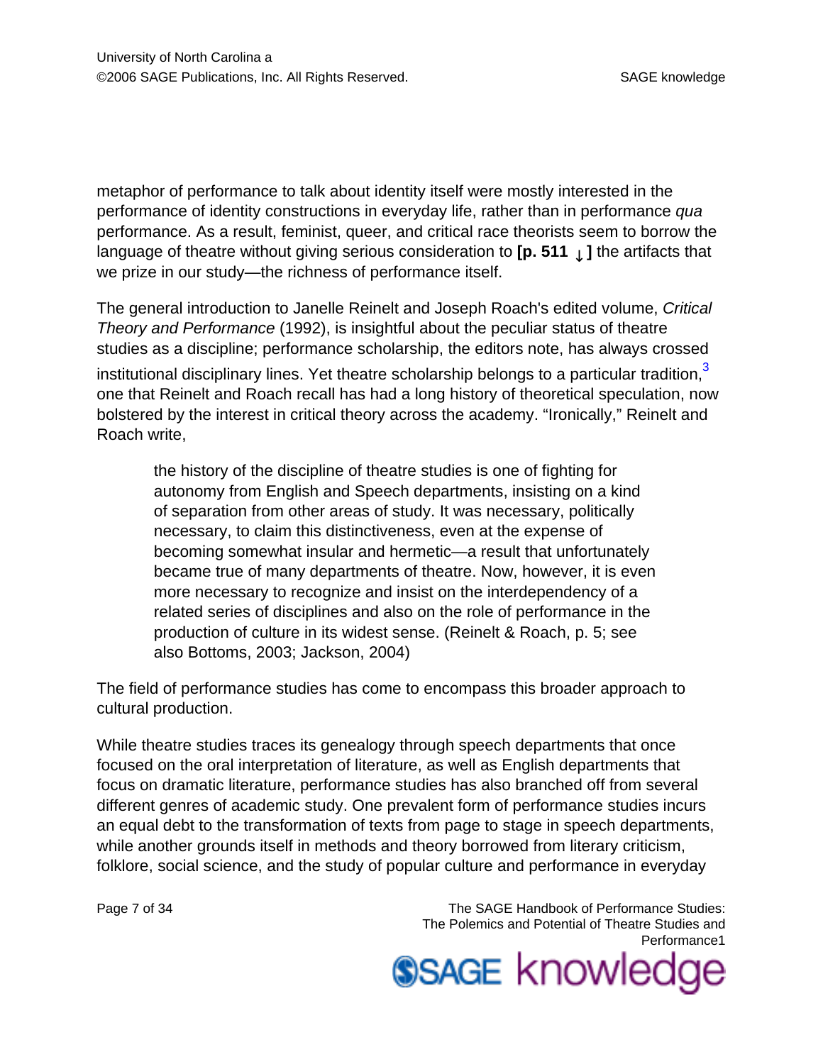metaphor of performance to talk about identity itself were mostly interested in the performance of identity constructions in everyday life, rather than in performance *qua* performance. As a result, feminist, queer, and critical race theorists seem to borrow the language of theatre without giving serious consideration to **[p. 511 ↓ ]** the artifacts that we prize in our study—the richness of performance itself.

The general introduction to Janelle Reinelt and Joseph Roach's edited volume, *Critical Theory and Performance* (1992), is insightful about the peculiar status of theatre studies as a discipline; performance scholarship, the editors note, has always crossed institutional disciplinary lines. Yet theatre scholarship belongs to a particular tradition,[3] one that Reinelt and Roach recall has had a long history of theoretical speculation, now bolstered by the interest in critical theory across the academy. "Ironically," Reinelt and Roach write,

> the history of the discipline of theatre studies is one of fighting for autonomy from English and Speech departments, insisting on a kind of separation from other areas of study. It was necessary, politically necessary, to claim this distinctiveness, even at the expense of becoming somewhat insular and hermetic—a result that unfortunately became true of many departments of theatre. Now, however, it is even more necessary to recognize and insist on the interdependency of a related series of disciplines and also on the role of performance in the production of culture in its widest sense. (Reinelt & Roach, p. 5; see also Bottoms, 2003; Jackson, 2004)

The field of performance studies has come to encompass this broader approach to cultural production.

While theatre studies traces its genealogy through speech departments that once focused on the oral interpretation of literature, as well as English departments that focus on dramatic literature, performance studies has also branched off from several different genres of academic study. One prevalent form of performance studies incurs an equal debt to the transformation of texts from page to stage in speech departments, while another grounds itself in methods and theory borrowed from literary criticism, folklore, social science, and the study of popular culture and performance in everyday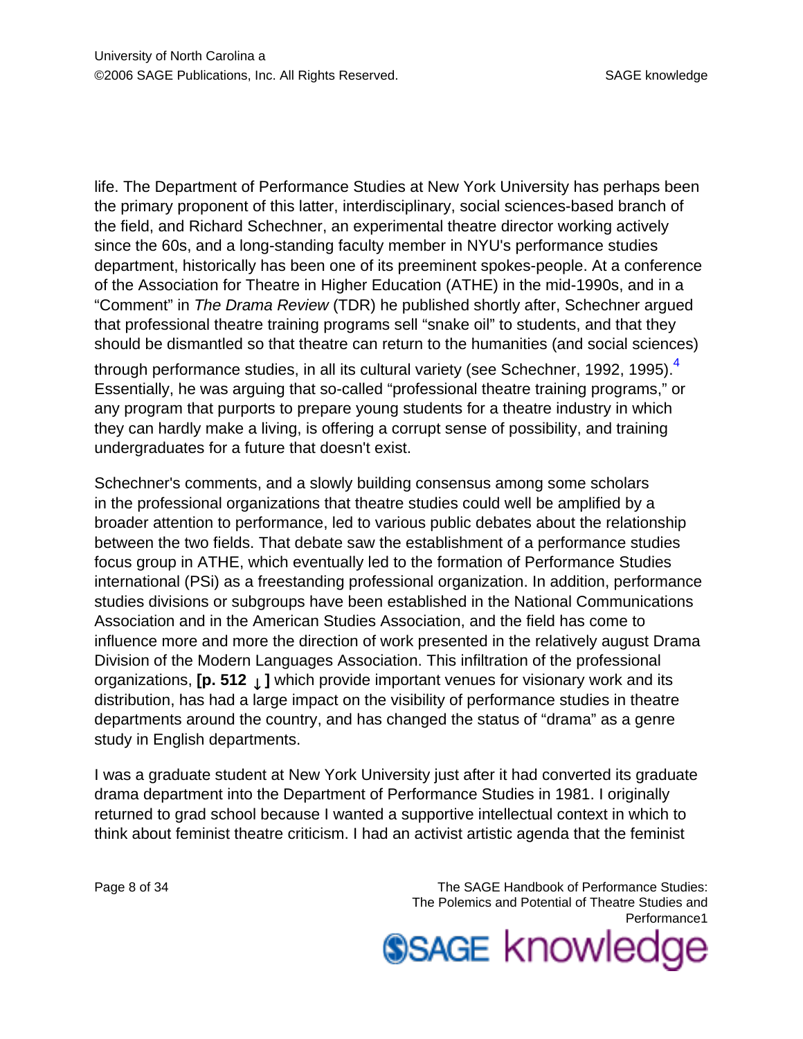life. The Department of Performance Studies at New York University has perhaps been the primary proponent of this latter, interdisciplinary, social sciences-based branch of the field, and Richard Schechner, an experimental theatre director working actively since the 60s, and a long-standing faculty member in NYU's performance studies department, historically has been one of its preeminent spokes-people. At a conference of the Association for Theatre in Higher Education (ATHE) in the mid-1990s, and in a “Comment” in *The Drama Review* (TDR) he published shortly after, Schechner argued that professional theatre training programs sell “snake oil” to students, and that they should be dismantled so that theatre can return to the humanities (and social sciences) through performance studies, in all its cultural variety (see Schechner, 1992, 1995).[4] Essentially, he was arguing that so-called “professional theatre training programs,” or any program that purports to prepare young students for a theatre industry in which they can hardly make a living, is offering a corrupt sense of possibility, and training undergraduates for a future that doesn't exist.

Schechner's comments, and a slowly building consensus among some scholars in the professional organizations that theatre studies could well be amplified by a broader attention to performance, led to various public debates about the relationship between the two fields. That debate saw the establishment of a performance studies focus group in ATHE, which eventually led to the formation of Performance Studies international (PSi) as a freestanding professional organization. In addition, performance studies divisions or subgroups have been established in the National Communications Association and in the American Studies Association, and the field has come to influence more and more the direction of work presented in the relatively august Drama Division of the Modern Languages Association. This infiltration of the professional organizations, **[p. 512 ↓ ]** which provide important venues for visionary work and its distribution, has had a large impact on the visibility of performance studies in theatre departments around the country, and has changed the status of “drama” as a genre study in English departments.

I was a graduate student at New York University just after it had converted its graduate drama department into the Department of Performance Studies in 1981. I originally returned to grad school because I wanted a supportive intellectual context in which to think about feminist theatre criticism. I had an activist artistic agenda that the feminist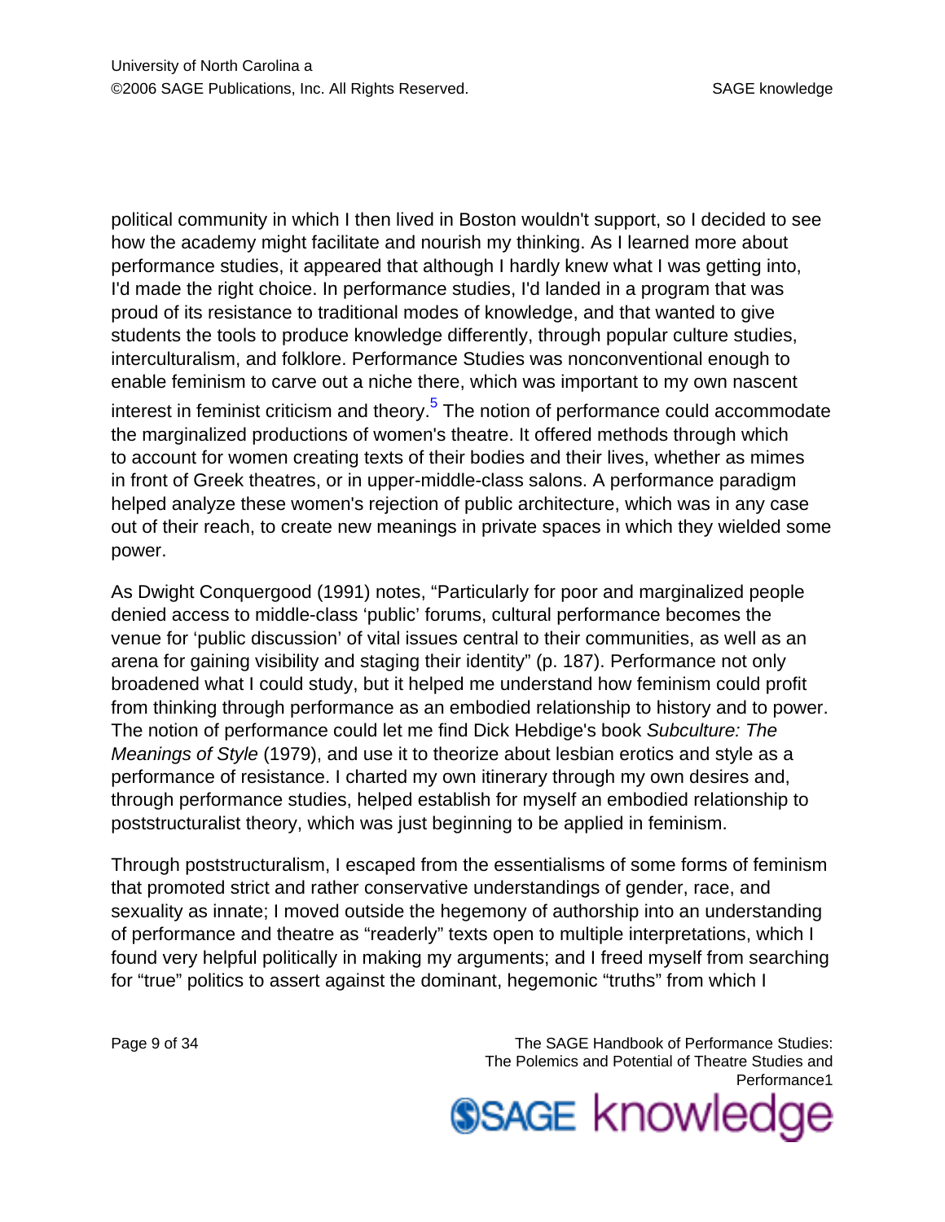political community in which I then lived in Boston wouldn't support, so I decided to see how the academy might facilitate and nourish my thinking. As I learned more about performance studies, it appeared that although I hardly knew what I was getting into, I'd made the right choice. In performance studies, I'd landed in a program that was proud of its resistance to traditional modes of knowledge, and that wanted to give students the tools to produce knowledge differently, through popular culture studies, interculturalism, and folklore. Performance Studies was nonconventional enough to enable feminism to carve out a niche there, which was important to my own nascent interest in feminist criticism and theory.[5] The notion of performance could accommodate the marginalized productions of women's theatre. It offered methods through which to account for women creating texts of their bodies and their lives, whether as mimes in front of Greek theatres, or in upper-middle-class salons. A performance paradigm helped analyze these women's rejection of public architecture, which was in any case out of their reach, to create new meanings in private spaces in which they wielded some power.

As Dwight Conquergood (1991) notes, "Particularly for poor and marginalized people denied access to middle-class 'public' forums, cultural performance becomes the venue for 'public discussion' of vital issues central to their communities, as well as an arena for gaining visibility and staging their identity" (p. 187). Performance not only broadened what I could study, but it helped me understand how feminism could profit from thinking through performance as an embodied relationship to history and to power. The notion of performance could let me find Dick Hebdige's book *Subculture: The Meanings of Style* (1979), and use it to theorize about lesbian erotics and style as a performance of resistance. I charted my own itinerary through my own desires and, through performance studies, helped establish for myself an embodied relationship to poststructuralist theory, which was just beginning to be applied in feminism.

Through poststructuralism, I escaped from the essentialisms of some forms of feminism that promoted strict and rather conservative understandings of gender, race, and sexuality as innate; I moved outside the hegemony of authorship into an understanding of performance and theatre as "readerly" texts open to multiple interpretations, which I found very helpful politically in making my arguments; and I freed myself from searching for "true" politics to assert against the dominant, hegemonic "truths" from which I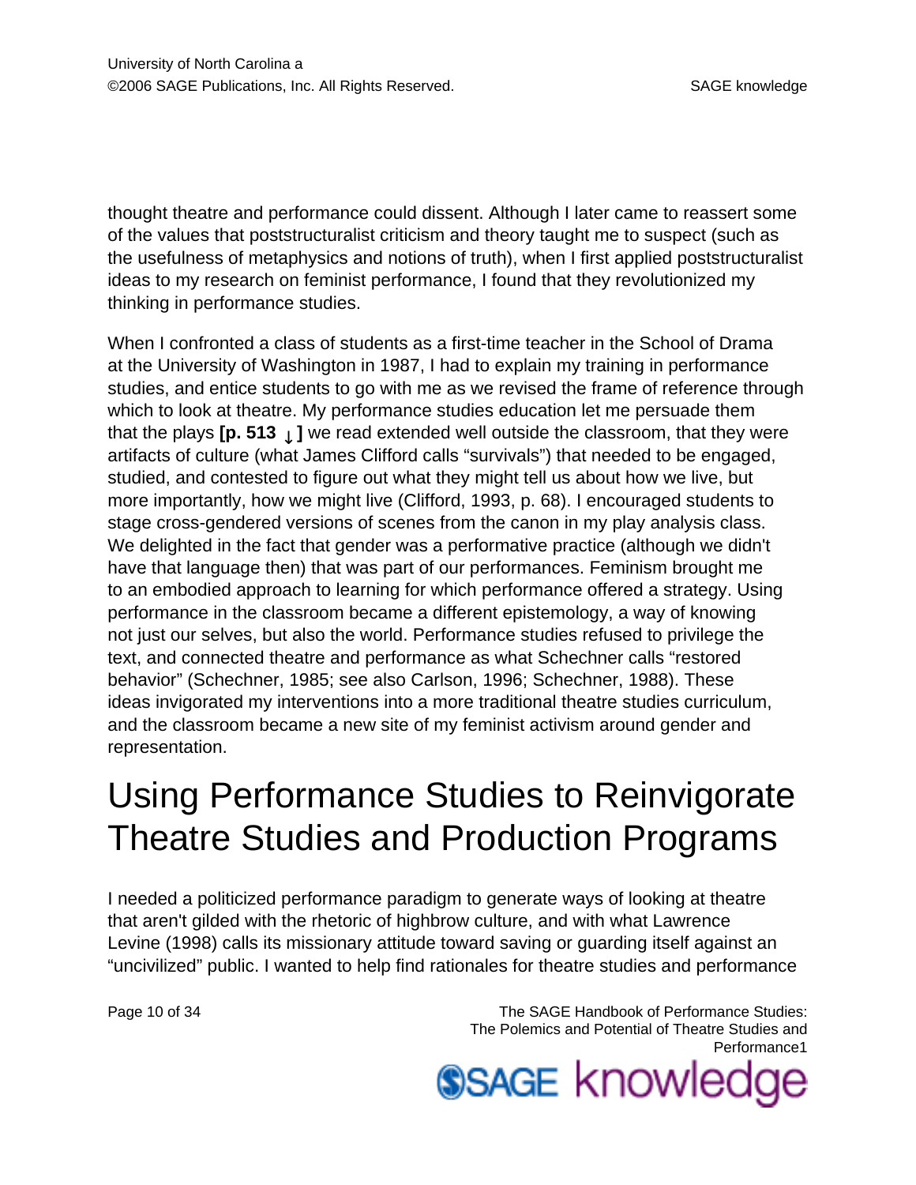thought theatre and performance could dissent. Although I later came to reassert some of the values that poststructuralist criticism and theory taught me to suspect (such as the usefulness of metaphysics and notions of truth), when I first applied poststructuralist ideas to my research on feminist performance, I found that they revolutionized my thinking in performance studies.

When I confronted a class of students as a first-time teacher in the School of Drama at the University of Washington in 1987, I had to explain my training in performance studies, and entice students to go with me as we revised the frame of reference through which to look at theatre. My performance studies education let me persuade them that the plays **[p. 513 ↓ ]** we read extended well outside the classroom, that they were artifacts of culture (what James Clifford calls "survivals") that needed to be engaged, studied, and contested to figure out what they might tell us about how we live, but more importantly, how we might live (Clifford, 1993, p. 68). I encouraged students to stage cross-gendered versions of scenes from the canon in my play analysis class. We delighted in the fact that gender was a performative practice (although we didn't have that language then) that was part of our performances. Feminism brought me to an embodied approach to learning for which performance offered a strategy. Using performance in the classroom became a different epistemology, a way of knowing not just our selves, but also the world. Performance studies refused to privilege the text, and connected theatre and performance as what Schechner calls "restored behavior" (Schechner, 1985; see also Carlson, 1996; Schechner, 1988). These ideas invigorated my interventions into a more traditional theatre studies curriculum, and the classroom became a new site of my feminist activism around gender and representation.

# Using Performance Studies to Reinvigorate Theatre Studies and Production Programs

I needed a politicized performance paradigm to generate ways of looking at theatre that aren't gilded with the rhetoric of highbrow culture, and with what Lawrence Levine (1998) calls its missionary attitude toward saving or guarding itself against an "uncivilized" public. I wanted to help find rationales for theatre studies and performance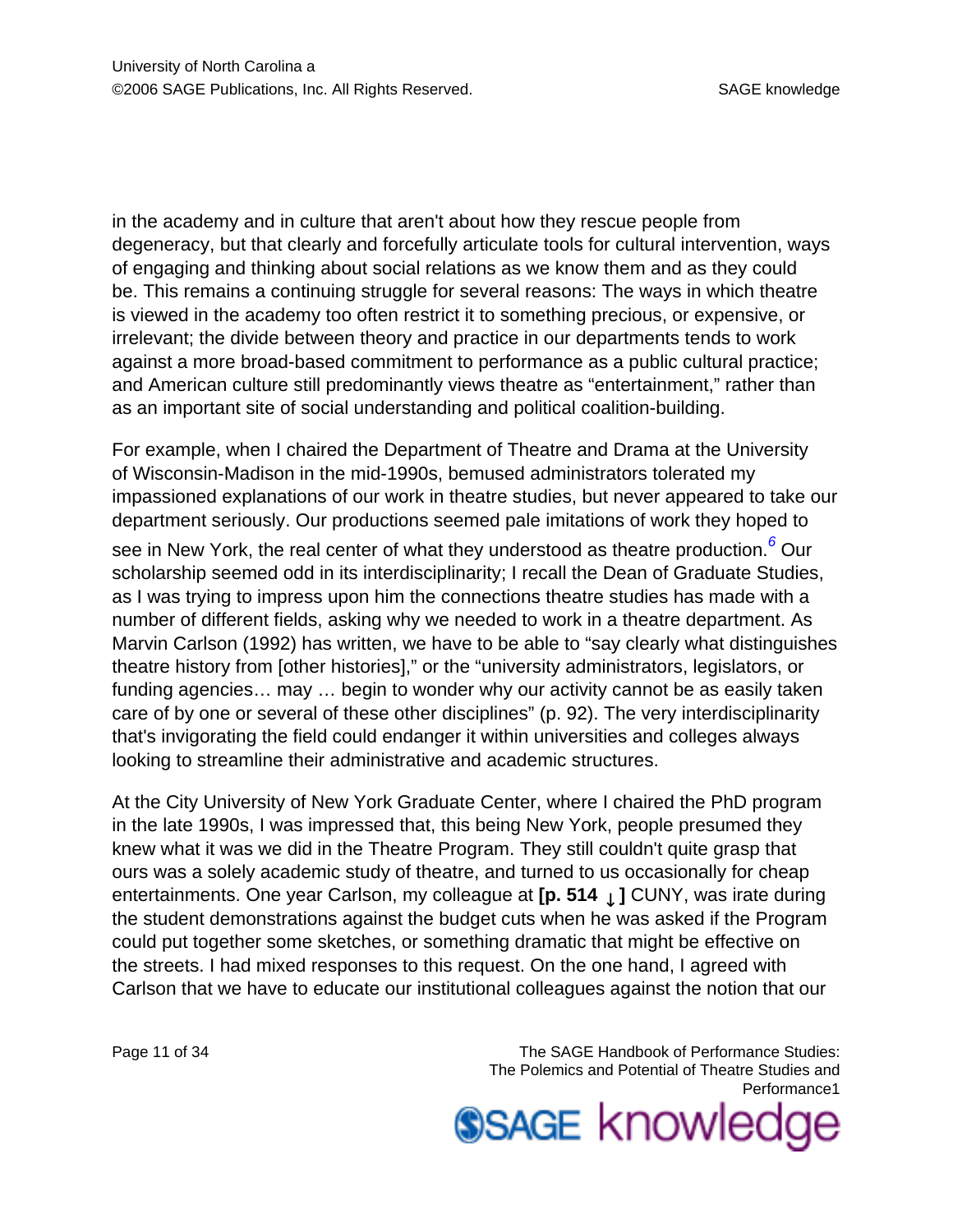in the academy and in culture that aren't about how they rescue people from degeneracy, but that clearly and forcefully articulate tools for cultural intervention, ways of engaging and thinking about social relations as we know them and as they could be. This remains a continuing struggle for several reasons: The ways in which theatre is viewed in the academy too often restrict it to something precious, or expensive, or irrelevant; the divide between theory and practice in our departments tends to work against a more broad-based commitment to performance as a public cultural practice; and American culture still predominantly views theatre as "entertainment," rather than as an important site of social understanding and political coalition-building.

For example, when I chaired the Department of Theatre and Drama at the University of Wisconsin-Madison in the mid-1990s, bemused administrators tolerated my impassioned explanations of our work in theatre studies, but never appeared to take our department seriously. Our productions seemed pale imitations of work they hoped to see in New York, the real center of what they understood as theatre production.[6] Our scholarship seemed odd in its interdisciplinarity; I recall the Dean of Graduate Studies, as I was trying to impress upon him the connections theatre studies has made with a number of different fields, asking why we needed to work in a theatre department. As Marvin Carlson (1992) has written, we have to be able to "say clearly what distinguishes theatre history from [other histories]," or the "university administrators, legislators, or funding agencies… may … begin to wonder why our activity cannot be as easily taken care of by one or several of these other disciplines" (p. 92). The very interdisciplinarity that's invigorating the field could endanger it within universities and colleges always looking to streamline their administrative and academic structures.

At the City University of New York Graduate Center, where I chaired the PhD program in the late 1990s, I was impressed that, this being New York, people presumed they knew what it was we did in the Theatre Program. They still couldn't quite grasp that ours was a solely academic study of theatre, and turned to us occasionally for cheap entertainments. One year Carlson, my colleague at **[p. 514 ↓ ]** CUNY, was irate during the student demonstrations against the budget cuts when he was asked if the Program could put together some sketches, or something dramatic that might be effective on the streets. I had mixed responses to this request. On the one hand, I agreed with Carlson that we have to educate our institutional colleagues against the notion that our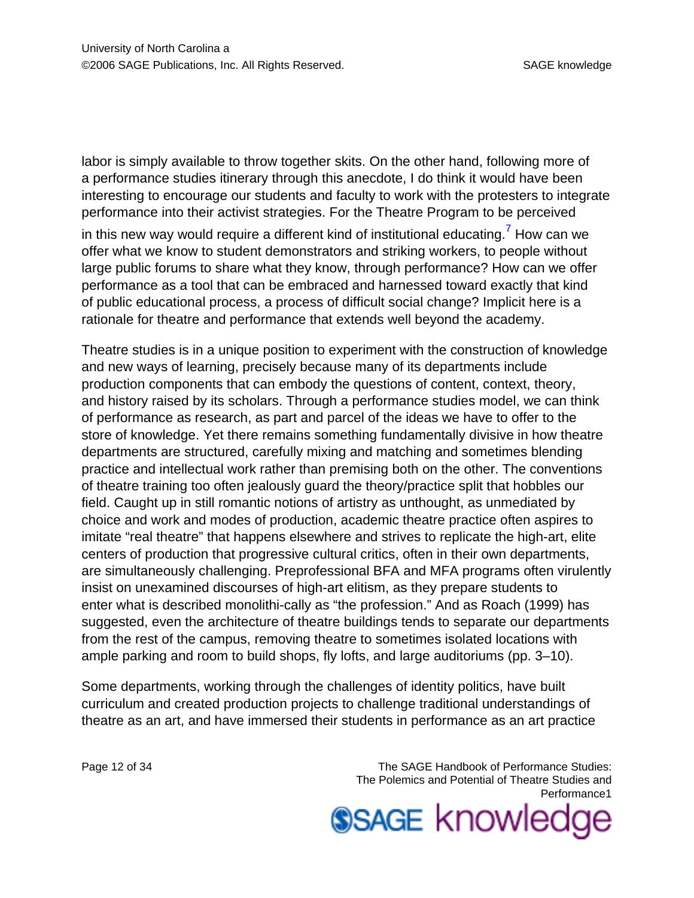labor is simply available to throw together skits. On the other hand, following more of a performance studies itinerary through this anecdote, I do think it would have been interesting to encourage our students and faculty to work with the protesters to integrate performance into their activist strategies. For the Theatre Program to be perceived in this new way would require a different kind of institutional educating.[7] How can we offer what we know to student demonstrators and striking workers, to people without large public forums to share what they know, through performance? How can we offer performance as a tool that can be embraced and harnessed toward exactly that kind of public educational process, a process of difficult social change? Implicit here is a rationale for theatre and performance that extends well beyond the academy.

Theatre studies is in a unique position to experiment with the construction of knowledge and new ways of learning, precisely because many of its departments include production components that can embody the questions of content, context, theory, and history raised by its scholars. Through a performance studies model, we can think of performance as research, as part and parcel of the ideas we have to offer to the store of knowledge. Yet there remains something fundamentally divisive in how theatre departments are structured, carefully mixing and matching and sometimes blending practice and intellectual work rather than premising both on the other. The conventions of theatre training too often jealously guard the theory/practice split that hobbles our field. Caught up in still romantic notions of artistry as unthought, as unmediated by choice and work and modes of production, academic theatre practice often aspires to imitate "real theatre" that happens elsewhere and strives to replicate the high-art, elite centers of production that progressive cultural critics, often in their own departments, are simultaneously challenging. Preprofessional BFA and MFA programs often virulently insist on unexamined discourses of high-art elitism, as they prepare students to enter what is described monolithi-cally as "the profession." And as Roach (1999) has suggested, even the architecture of theatre buildings tends to separate our departments from the rest of the campus, removing theatre to sometimes isolated locations with ample parking and room to build shops, fly lofts, and large auditoriums (pp. 3–10).

Some departments, working through the challenges of identity politics, have built curriculum and created production projects to challenge traditional understandings of theatre as an art, and have immersed their students in performance as an art practice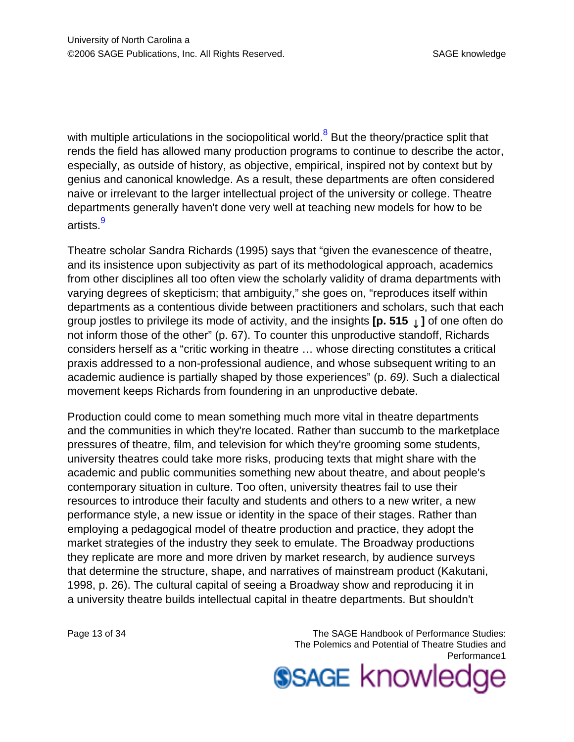with multiple articulations in the sociopolitical world.[8] But the theory/practice split that rends the field has allowed many production programs to continue to describe the actor, especially, as outside of history, as objective, empirical, inspired not by context but by genius and canonical knowledge. As a result, these departments are often considered naive or irrelevant to the larger intellectual project of the university or college. Theatre departments generally haven't done very well at teaching new models for how to be artists.[9]

Theatre scholar Sandra Richards (1995) says that "given the evanescence of theatre, and its insistence upon subjectivity as part of its methodological approach, academics from other disciplines all too often view the scholarly validity of drama departments with varying degrees of skepticism; that ambiguity," she goes on, "reproduces itself within departments as a contentious divide between practitioners and scholars, such that each group jostles to privilege its mode of activity, and the insights **[p. 515 ↓ ]** of one often do not inform those of the other" (p. 67). To counter this unproductive standoff, Richards considers herself as a "critic working in theatre … whose directing constitutes a critical praxis addressed to a non-professional audience, and whose subsequent writing to an academic audience is partially shaped by those experiences" (p. *69).* Such a dialectical movement keeps Richards from foundering in an unproductive debate.

Production could come to mean something much more vital in theatre departments and the communities in which they're located. Rather than succumb to the marketplace pressures of theatre, film, and television for which they're grooming some students, university theatres could take more risks, producing texts that might share with the academic and public communities something new about theatre, and about people's contemporary situation in culture. Too often, university theatres fail to use their resources to introduce their faculty and students and others to a new writer, a new performance style, a new issue or identity in the space of their stages. Rather than employing a pedagogical model of theatre production and practice, they adopt the market strategies of the industry they seek to emulate. The Broadway productions they replicate are more and more driven by market research, by audience surveys that determine the structure, shape, and narratives of mainstream product (Kakutani, 1998, p. 26). The cultural capital of seeing a Broadway show and reproducing it in a university theatre builds intellectual capital in theatre departments. But shouldn't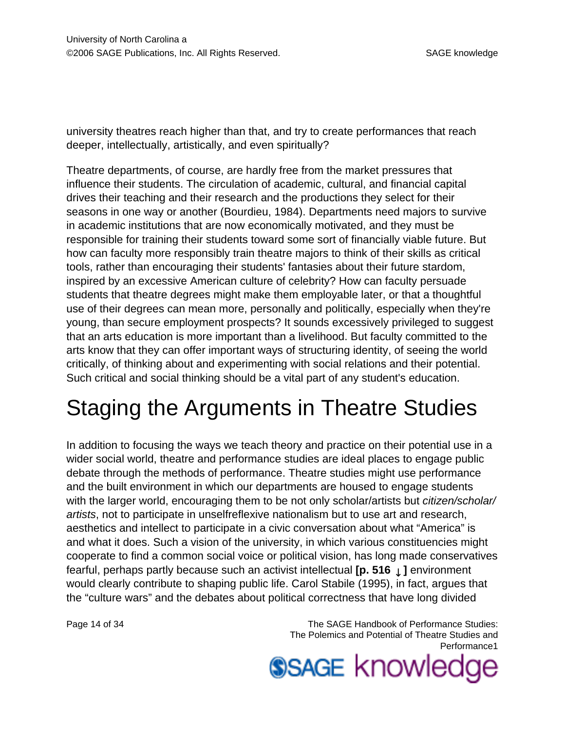university theatres reach higher than that, and try to create performances that reach deeper, intellectually, artistically, and even spiritually?

Theatre departments, of course, are hardly free from the market pressures that influence their students. The circulation of academic, cultural, and financial capital drives their teaching and their research and the productions they select for their seasons in one way or another (Bourdieu, 1984). Departments need majors to survive in academic institutions that are now economically motivated, and they must be responsible for training their students toward some sort of financially viable future. But how can faculty more responsibly train theatre majors to think of their skills as critical tools, rather than encouraging their students' fantasies about their future stardom, inspired by an excessive American culture of celebrity? How can faculty persuade students that theatre degrees might make them employable later, or that a thoughtful use of their degrees can mean more, personally and politically, especially when they're young, than secure employment prospects? It sounds excessively privileged to suggest that an arts education is more important than a livelihood. But faculty committed to the arts know that they can offer important ways of structuring identity, of seeing the world critically, of thinking about and experimenting with social relations and their potential. Such critical and social thinking should be a vital part of any student's education.

# Staging the Arguments in Theatre Studies

In addition to focusing the ways we teach theory and practice on their potential use in a wider social world, theatre and performance studies are ideal places to engage public debate through the methods of performance. Theatre studies might use performance and the built environment in which our departments are housed to engage students with the larger world, encouraging them to be not only scholar/artists but *citizen/scholar/artists*, not to participate in unselfreflexive nationalism but to use art and research, aesthetics and intellect to participate in a civic conversation about what "America" is and what it does. Such a vision of the university, in which various constituencies might cooperate to find a common social voice or political vision, has long made conservatives fearful, perhaps partly because such an activist intellectual **[p. 516 ↓]** environment would clearly contribute to shaping public life. Carol Stabile (1995), in fact, argues that the "culture wars" and the debates about political correctness that have long divided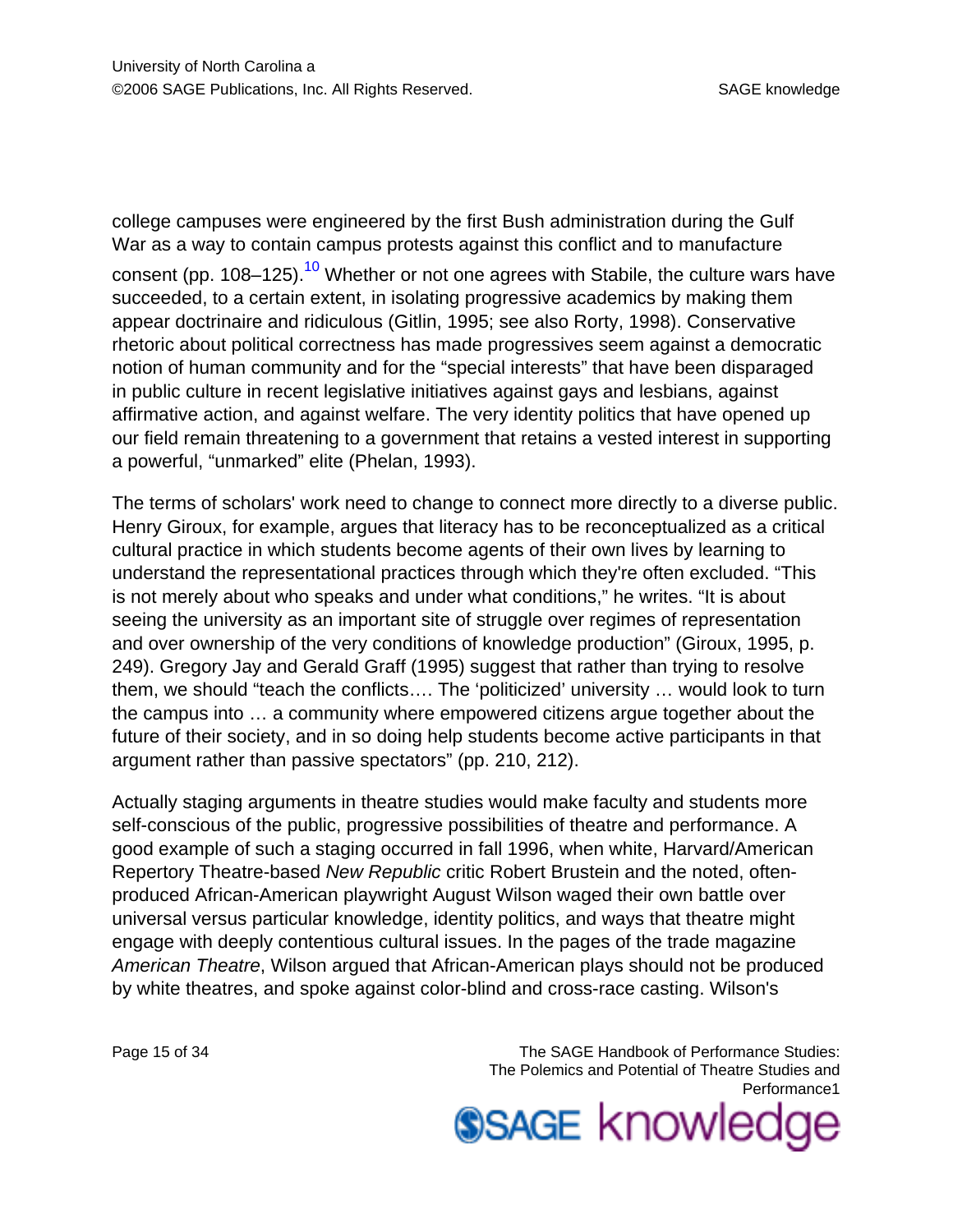college campuses were engineered by the first Bush administration during the Gulf War as a way to contain campus protests against this conflict and to manufacture consent (pp. 108–125).[10] Whether or not one agrees with Stabile, the culture wars have succeeded, to a certain extent, in isolating progressive academics by making them appear doctrinaire and ridiculous (Gitlin, 1995; see also Rorty, 1998). Conservative rhetoric about political correctness has made progressives seem against a democratic notion of human community and for the "special interests" that have been disparaged in public culture in recent legislative initiatives against gays and lesbians, against affirmative action, and against welfare. The very identity politics that have opened up our field remain threatening to a government that retains a vested interest in supporting a powerful, "unmarked" elite (Phelan, 1993).

The terms of scholars' work need to change to connect more directly to a diverse public. Henry Giroux, for example, argues that literacy has to be reconceptualized as a critical cultural practice in which students become agents of their own lives by learning to understand the representational practices through which they're often excluded. "This is not merely about who speaks and under what conditions," he writes. "It is about seeing the university as an important site of struggle over regimes of representation and over ownership of the very conditions of knowledge production" (Giroux, 1995, p. 249). Gregory Jay and Gerald Graff (1995) suggest that rather than trying to resolve them, we should "teach the conflicts…. The 'politicized' university … would look to turn the campus into … a community where empowered citizens argue together about the future of their society, and in so doing help students become active participants in that argument rather than passive spectators" (pp. 210, 212).

Actually staging arguments in theatre studies would make faculty and students more self-conscious of the public, progressive possibilities of theatre and performance. A good example of such a staging occurred in fall 1996, when white, Harvard/American Repertory Theatre-based *New Republic* critic Robert Brustein and the noted, often-produced African-American playwright August Wilson waged their own battle over universal versus particular knowledge, identity politics, and ways that theatre might engage with deeply contentious cultural issues. In the pages of the trade magazine *American Theatre*, Wilson argued that African-American plays should not be produced by white theatres, and spoke against color-blind and cross-race casting. Wilson's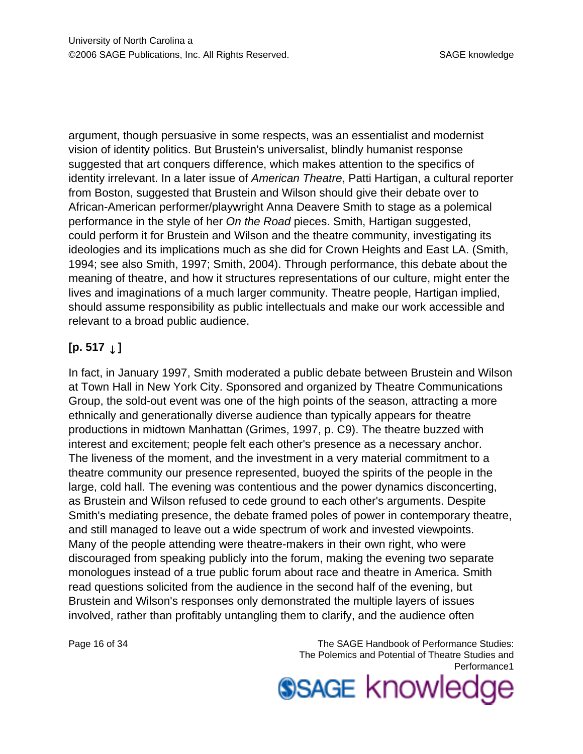argument, though persuasive in some respects, was an essentialist and modernist vision of identity politics. But Brustein's universalist, blindly humanist response suggested that art conquers difference, which makes attention to the specifics of identity irrelevant. In a later issue of *American Theatre*, Patti Hartigan, a cultural reporter from Boston, suggested that Brustein and Wilson should give their debate over to African-American performer/playwright Anna Deavere Smith to stage as a polemical performance in the style of her *On the Road* pieces. Smith, Hartigan suggested, could perform it for Brustein and Wilson and the theatre community, investigating its ideologies and its implications much as she did for Crown Heights and East LA. (Smith, 1994; see also Smith, 1997; Smith, 2004). Through performance, this debate about the meaning of theatre, and how it structures representations of our culture, might enter the lives and imaginations of a much larger community. Theatre people, Hartigan implied, should assume responsibility as public intellectuals and make our work accessible and relevant to a broad public audience.

**[p. 517 ↓]**

In fact, in January 1997, Smith moderated a public debate between Brustein and Wilson at Town Hall in New York City. Sponsored and organized by Theatre Communications Group, the sold-out event was one of the high points of the season, attracting a more ethnically and generationally diverse audience than typically appears for theatre productions in midtown Manhattan (Grimes, 1997, p. C9). The theatre buzzed with interest and excitement; people felt each other's presence as a necessary anchor. The liveness of the moment, and the investment in a very material commitment to a theatre community our presence represented, buoyed the spirits of the people in the large, cold hall. The evening was contentious and the power dynamics disconcerting, as Brustein and Wilson refused to cede ground to each other's arguments. Despite Smith's mediating presence, the debate framed poles of power in contemporary theatre, and still managed to leave out a wide spectrum of work and invested viewpoints. Many of the people attending were theatre-makers in their own right, who were discouraged from speaking publicly into the forum, making the evening two separate monologues instead of a true public forum about race and theatre in America. Smith read questions solicited from the audience in the second half of the evening, but Brustein and Wilson's responses only demonstrated the multiple layers of issues involved, rather than profitably untangling them to clarify, and the audience often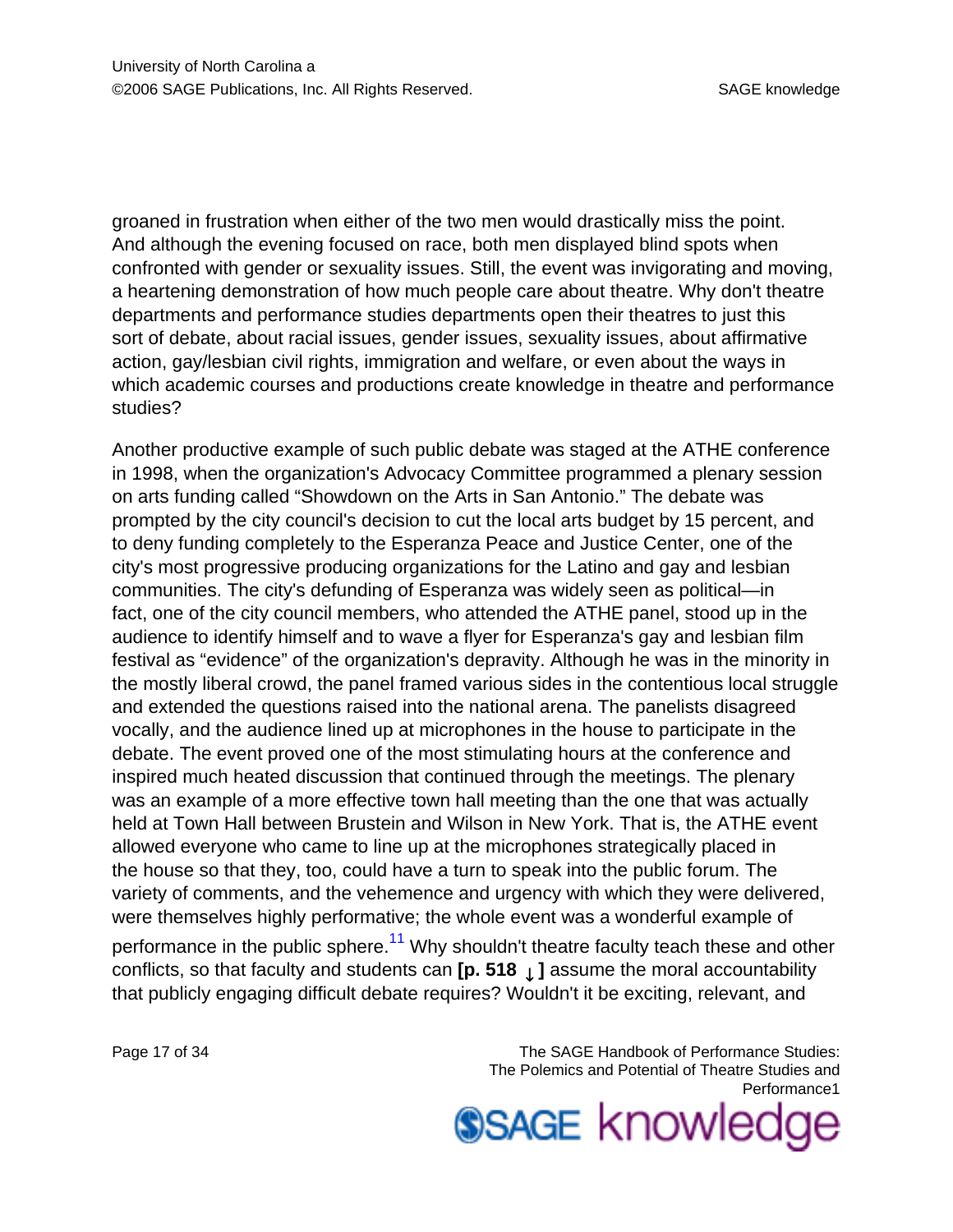groaned in frustration when either of the two men would drastically miss the point. And although the evening focused on race, both men displayed blind spots when confronted with gender or sexuality issues. Still, the event was invigorating and moving, a heartening demonstration of how much people care about theatre. Why don't theatre departments and performance studies departments open their theatres to just this sort of debate, about racial issues, gender issues, sexuality issues, about affirmative action, gay/lesbian civil rights, immigration and welfare, or even about the ways in which academic courses and productions create knowledge in theatre and performance studies?

Another productive example of such public debate was staged at the ATHE conference in 1998, when the organization's Advocacy Committee programmed a plenary session on arts funding called “Showdown on the Arts in San Antonio.” The debate was prompted by the city council's decision to cut the local arts budget by 15 percent, and to deny funding completely to the Esperanza Peace and Justice Center, one of the city's most progressive producing organizations for the Latino and gay and lesbian communities. The city's defunding of Esperanza was widely seen as political—in fact, one of the city council members, who attended the ATHE panel, stood up in the audience to identify himself and to wave a flyer for Esperanza's gay and lesbian film festival as “evidence” of the organization's depravity. Although he was in the minority in the mostly liberal crowd, the panel framed various sides in the contentious local struggle and extended the questions raised into the national arena. The panelists disagreed vocally, and the audience lined up at microphones in the house to participate in the debate. The event proved one of the most stimulating hours at the conference and inspired much heated discussion that continued through the meetings. The plenary was an example of a more effective town hall meeting than the one that was actually held at Town Hall between Brustein and Wilson in New York. That is, the ATHE event allowed everyone who came to line up at the microphones strategically placed in the house so that they, too, could have a turn to speak into the public forum. The variety of comments, and the vehemence and urgency with which they were delivered, were themselves highly performative; the whole event was a wonderful example of performance in the public sphere.[11] Why shouldn't theatre faculty teach these and other conflicts, so that faculty and students can **[p. 518 ↓ ]** assume the moral accountability that publicly engaging difficult debate requires? Wouldn't it be exciting, relevant, and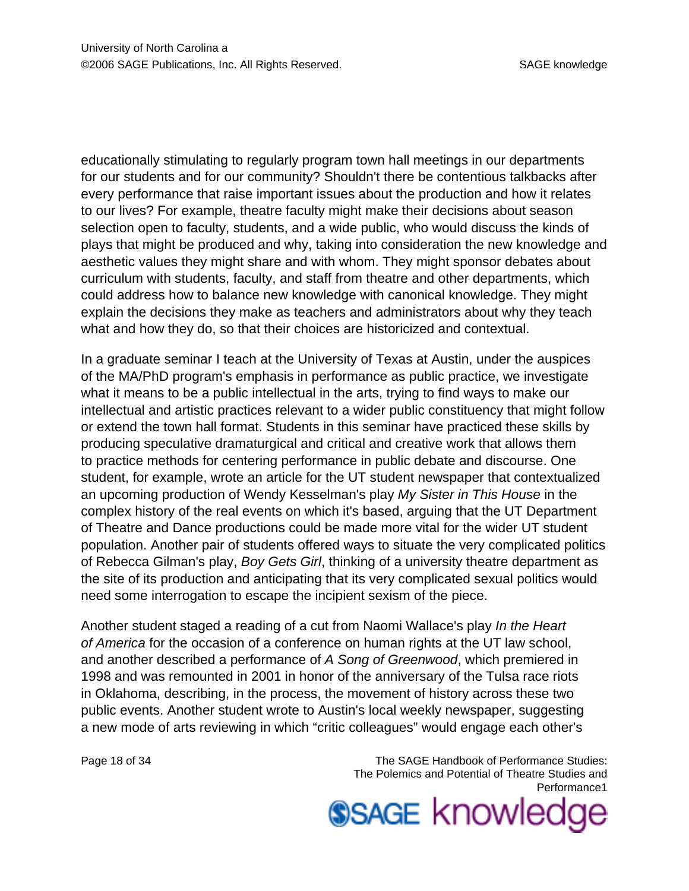educationally stimulating to regularly program town hall meetings in our departments for our students and for our community? Shouldn't there be contentious talkbacks after every performance that raise important issues about the production and how it relates to our lives? For example, theatre faculty might make their decisions about season selection open to faculty, students, and a wide public, who would discuss the kinds of plays that might be produced and why, taking into consideration the new knowledge and aesthetic values they might share and with whom. They might sponsor debates about curriculum with students, faculty, and staff from theatre and other departments, which could address how to balance new knowledge with canonical knowledge. They might explain the decisions they make as teachers and administrators about why they teach what and how they do, so that their choices are historicized and contextual.

In a graduate seminar I teach at the University of Texas at Austin, under the auspices of the MA/PhD program's emphasis in performance as public practice, we investigate what it means to be a public intellectual in the arts, trying to find ways to make our intellectual and artistic practices relevant to a wider public constituency that might follow or extend the town hall format. Students in this seminar have practiced these skills by producing speculative dramaturgical and critical and creative work that allows them to practice methods for centering performance in public debate and discourse. One student, for example, wrote an article for the UT student newspaper that contextualized an upcoming production of Wendy Kesselman's play *My Sister in This House* in the complex history of the real events on which it's based, arguing that the UT Department of Theatre and Dance productions could be made more vital for the wider UT student population. Another pair of students offered ways to situate the very complicated politics of Rebecca Gilman's play, *Boy Gets Girl*, thinking of a university theatre department as the site of its production and anticipating that its very complicated sexual politics would need some interrogation to escape the incipient sexism of the piece.

Another student staged a reading of a cut from Naomi Wallace's play *In the Heart of America* for the occasion of a conference on human rights at the UT law school, and another described a performance of *A Song of Greenwood*, which premiered in 1998 and was remounted in 2001 in honor of the anniversary of the Tulsa race riots in Oklahoma, describing, in the process, the movement of history across these two public events. Another student wrote to Austin's local weekly newspaper, suggesting a new mode of arts reviewing in which "critic colleagues" would engage each other's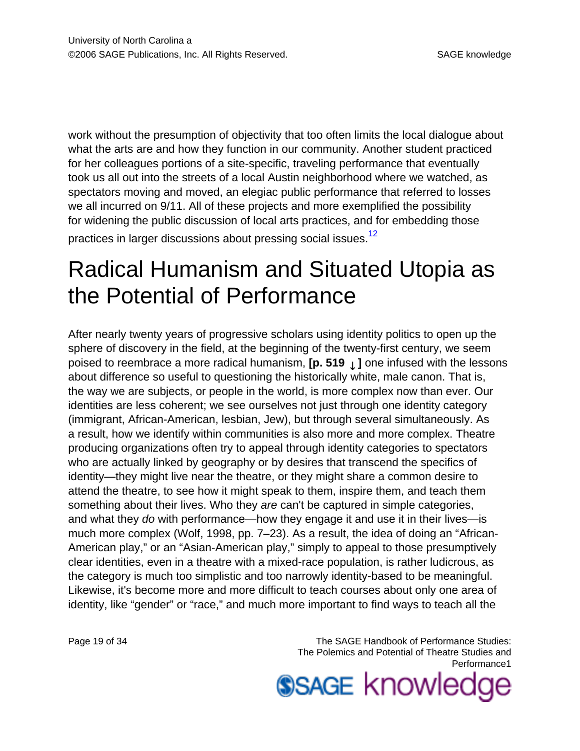work without the presumption of objectivity that too often limits the local dialogue about what the arts are and how they function in our community. Another student practiced for her colleagues portions of a site-specific, traveling performance that eventually took us all out into the streets of a local Austin neighborhood where we watched, as spectators moving and moved, an elegiac public performance that referred to losses we all incurred on 9/11. All of these projects and more exemplified the possibility for widening the public discussion of local arts practices, and for embedding those practices in larger discussions about pressing social issues.[12]

# Radical Humanism and Situated Utopia as the Potential of Performance

After nearly twenty years of progressive scholars using identity politics to open up the sphere of discovery in the field, at the beginning of the twenty-first century, we seem poised to reembrace a more radical humanism, **[p. 519 ↓ ]** one infused with the lessons about difference so useful to questioning the historically white, male canon. That is, the way we are subjects, or people in the world, is more complex now than ever. Our identities are less coherent; we see ourselves not just through one identity category (immigrant, African-American, lesbian, Jew), but through several simultaneously. As a result, how we identify within communities is also more and more complex. Theatre producing organizations often try to appeal through identity categories to spectators who are actually linked by geography or by desires that transcend the specifics of identity—they might live near the theatre, or they might share a common desire to attend the theatre, to see how it might speak to them, inspire them, and teach them something about their lives. Who they *are* can't be captured in simple categories, and what they *do* with performance—how they engage it and use it in their lives—is much more complex (Wolf, 1998, pp. 7–23). As a result, the idea of doing an "African-American play," or an "Asian-American play," simply to appeal to those presumptively clear identities, even in a theatre with a mixed-race population, is rather ludicrous, as the category is much too simplistic and too narrowly identity-based to be meaningful. Likewise, it's become more and more difficult to teach courses about only one area of identity, like "gender" or "race," and much more important to find ways to teach all the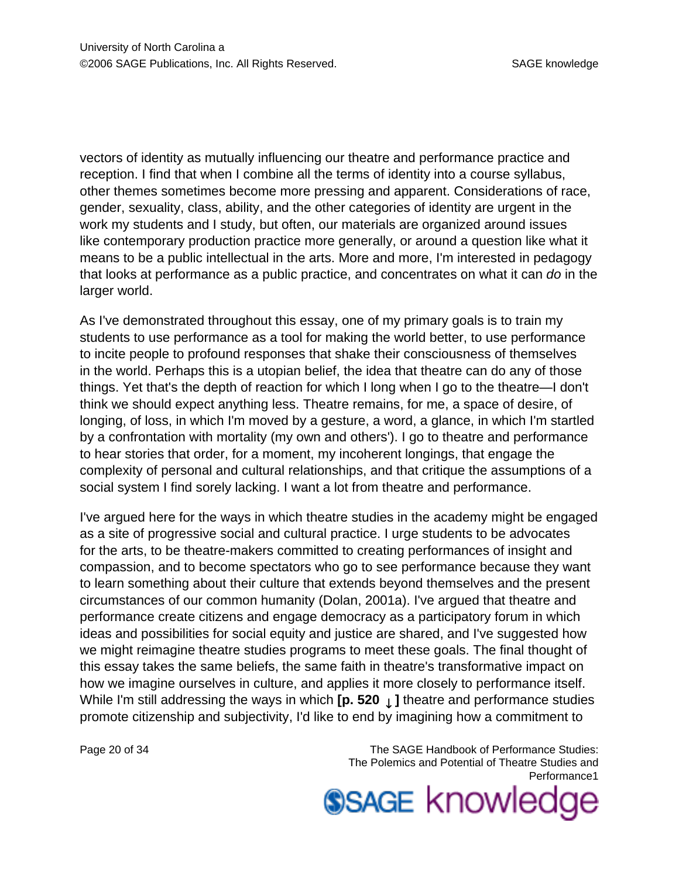vectors of identity as mutually influencing our theatre and performance practice and reception. I find that when I combine all the terms of identity into a course syllabus, other themes sometimes become more pressing and apparent. Considerations of race, gender, sexuality, class, ability, and the other categories of identity are urgent in the work my students and I study, but often, our materials are organized around issues like contemporary production practice more generally, or around a question like what it means to be a public intellectual in the arts. More and more, I'm interested in pedagogy that looks at performance as a public practice, and concentrates on what it can *do* in the larger world.

As I've demonstrated throughout this essay, one of my primary goals is to train my students to use performance as a tool for making the world better, to use performance to incite people to profound responses that shake their consciousness of themselves in the world. Perhaps this is a utopian belief, the idea that theatre can do any of those things. Yet that's the depth of reaction for which I long when I go to the theatre—I don't think we should expect anything less. Theatre remains, for me, a space of desire, of longing, of loss, in which I'm moved by a gesture, a word, a glance, in which I'm startled by a confrontation with mortality (my own and others'). I go to theatre and performance to hear stories that order, for a moment, my incoherent longings, that engage the complexity of personal and cultural relationships, and that critique the assumptions of a social system I find sorely lacking. I want a lot from theatre and performance.

I've argued here for the ways in which theatre studies in the academy might be engaged as a site of progressive social and cultural practice. I urge students to be advocates for the arts, to be theatre-makers committed to creating performances of insight and compassion, and to become spectators who go to see performance because they want to learn something about their culture that extends beyond themselves and the present circumstances of our common humanity (Dolan, 2001a). I've argued that theatre and performance create citizens and engage democracy as a participatory forum in which ideas and possibilities for social equity and justice are shared, and I've suggested how we might reimagine theatre studies programs to meet these goals. The final thought of this essay takes the same beliefs, the same faith in theatre's transformative impact on how we imagine ourselves in culture, and applies it more closely to performance itself. While I'm still addressing the ways in which **[p. 520 ↓]** theatre and performance studies promote citizenship and subjectivity, I'd like to end by imagining how a commitment to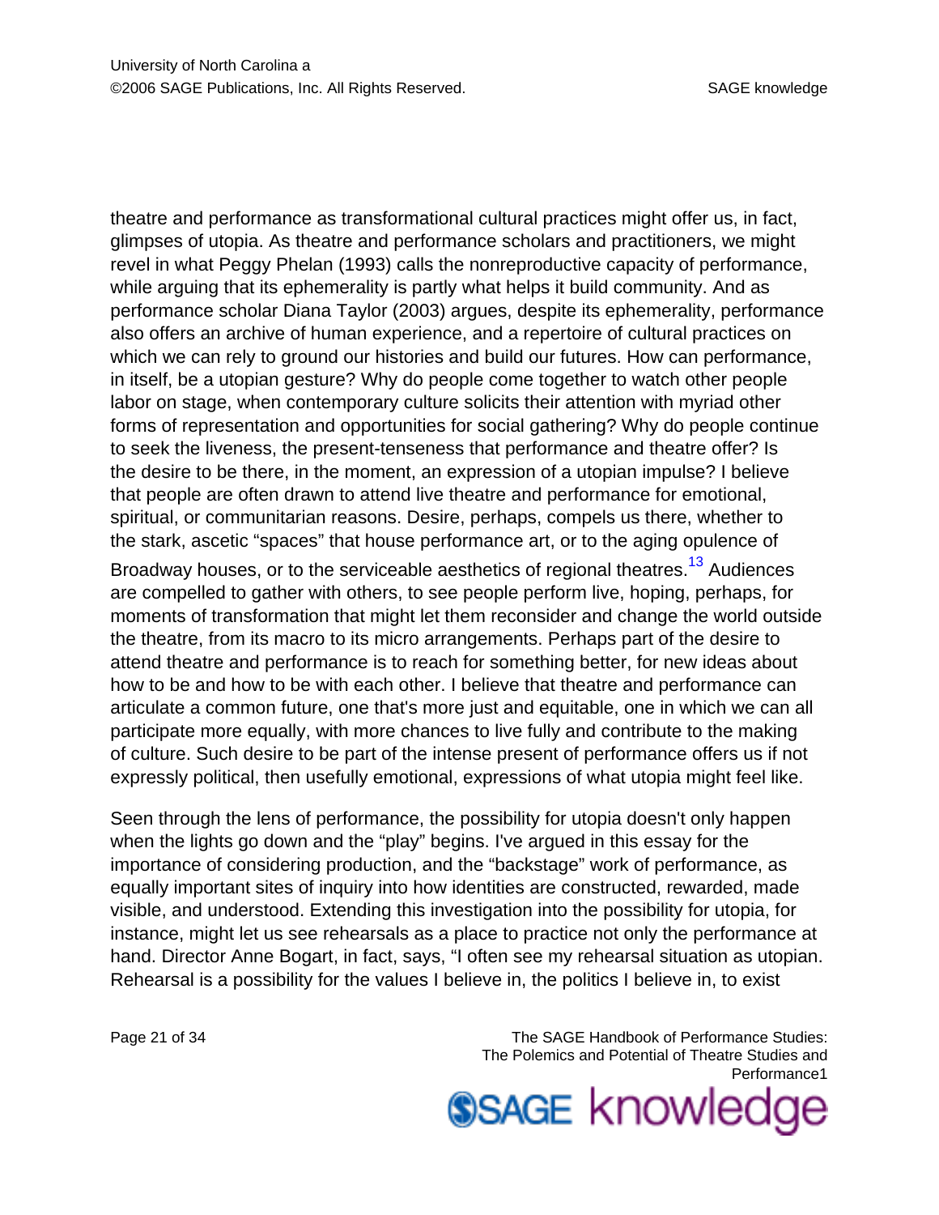theatre and performance as transformational cultural practices might offer us, in fact, glimpses of utopia. As theatre and performance scholars and practitioners, we might revel in what Peggy Phelan (1993) calls the nonreproductive capacity of performance, while arguing that its ephemerality is partly what helps it build community. And as performance scholar Diana Taylor (2003) argues, despite its ephemerality, performance also offers an archive of human experience, and a repertoire of cultural practices on which we can rely to ground our histories and build our futures. How can performance, in itself, be a utopian gesture? Why do people come together to watch other people labor on stage, when contemporary culture solicits their attention with myriad other forms of representation and opportunities for social gathering? Why do people continue to seek the liveness, the present-tenseness that performance and theatre offer? Is the desire to be there, in the moment, an expression of a utopian impulse? I believe that people are often drawn to attend live theatre and performance for emotional, spiritual, or communitarian reasons. Desire, perhaps, compels us there, whether to the stark, ascetic “spaces” that house performance art, or to the aging opulence of Broadway houses, or to the serviceable aesthetics of regional theatres.[13] Audiences are compelled to gather with others, to see people perform live, hoping, perhaps, for moments of transformation that might let them reconsider and change the world outside the theatre, from its macro to its micro arrangements. Perhaps part of the desire to attend theatre and performance is to reach for something better, for new ideas about how to be and how to be with each other. I believe that theatre and performance can articulate a common future, one that's more just and equitable, one in which we can all participate more equally, with more chances to live fully and contribute to the making of culture. Such desire to be part of the intense present of performance offers us if not expressly political, then usefully emotional, expressions of what utopia might feel like.

Seen through the lens of performance, the possibility for utopia doesn't only happen when the lights go down and the “play” begins. I've argued in this essay for the importance of considering production, and the “backstage” work of performance, as equally important sites of inquiry into how identities are constructed, rewarded, made visible, and understood. Extending this investigation into the possibility for utopia, for instance, might let us see rehearsals as a place to practice not only the performance at hand. Director Anne Bogart, in fact, says, “I often see my rehearsal situation as utopian. Rehearsal is a possibility for the values I believe in, the politics I believe in, to exist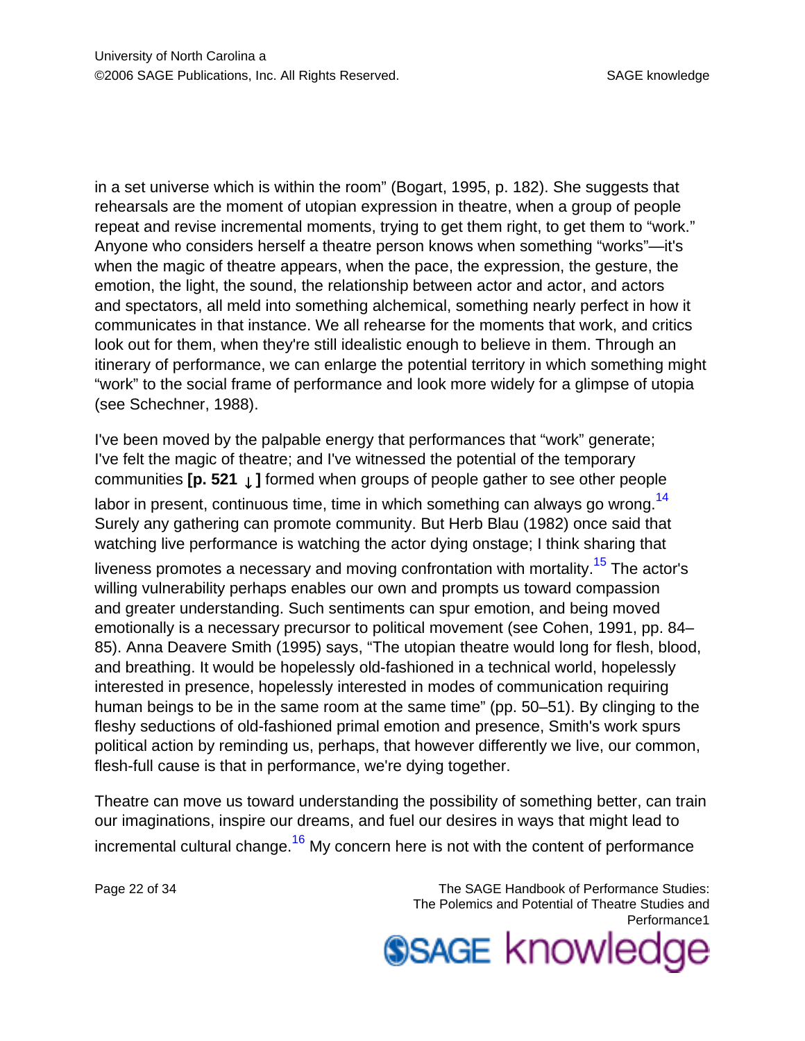in a set universe which is within the room" (Bogart, 1995, p. 182). She suggests that rehearsals are the moment of utopian expression in theatre, when a group of people repeat and revise incremental moments, trying to get them right, to get them to "work." Anyone who considers herself a theatre person knows when something "works"—it's when the magic of theatre appears, when the pace, the expression, the gesture, the emotion, the light, the sound, the relationship between actor and actor, and actors and spectators, all meld into something alchemical, something nearly perfect in how it communicates in that instance. We all rehearse for the moments that work, and critics look out for them, when they're still idealistic enough to believe in them. Through an itinerary of performance, we can enlarge the potential territory in which something might "work" to the social frame of performance and look more widely for a glimpse of utopia (see Schechner, 1988).

I've been moved by the palpable energy that performances that "work" generate; I've felt the magic of theatre; and I've witnessed the potential of the temporary communities **[p. 521 ↓ ]** formed when groups of people gather to see other people labor in present, continuous time, time in which something can always go wrong.[14] Surely any gathering can promote community. But Herb Blau (1982) once said that watching live performance is watching the actor dying onstage; I think sharing that liveness promotes a necessary and moving confrontation with mortality.[15] The actor's willing vulnerability perhaps enables our own and prompts us toward compassion and greater understanding. Such sentiments can spur emotion, and being moved emotionally is a necessary precursor to political movement (see Cohen, 1991, pp. 84–85). Anna Deavere Smith (1995) says, "The utopian theatre would long for flesh, blood, and breathing. It would be hopelessly old-fashioned in a technical world, hopelessly interested in presence, hopelessly interested in modes of communication requiring human beings to be in the same room at the same time" (pp. 50–51). By clinging to the fleshy seductions of old-fashioned primal emotion and presence, Smith's work spurs political action by reminding us, perhaps, that however differently we live, our common, flesh-full cause is that in performance, we're dying together.

Theatre can move us toward understanding the possibility of something better, can train our imaginations, inspire our dreams, and fuel our desires in ways that might lead to incremental cultural change.[16] My concern here is not with the content of performance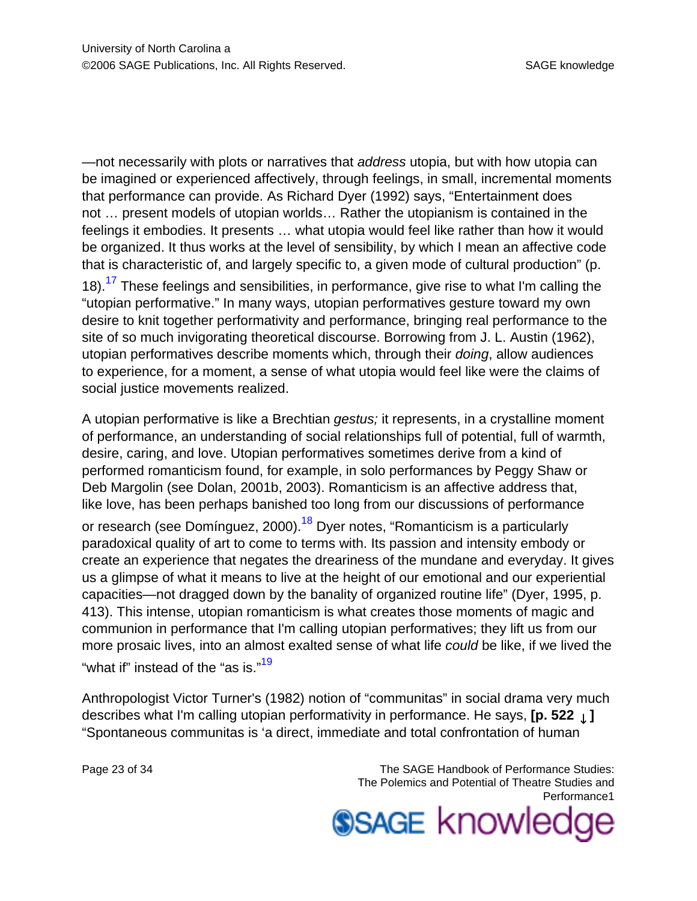—not necessarily with plots or narratives that *address* utopia, but with how utopia can be imagined or experienced affectively, through feelings, in small, incremental moments that performance can provide. As Richard Dyer (1992) says, “Entertainment does not … present models of utopian worlds… Rather the utopianism is contained in the feelings it embodies. It presents … what utopia would feel like rather than how it would be organized. It thus works at the level of sensibility, by which I mean an affective code that is characteristic of, and largely specific to, a given mode of cultural production” (p. 18).[17] These feelings and sensibilities, in performance, give rise to what I'm calling the “utopian performative.” In many ways, utopian performatives gesture toward my own desire to knit together performativity and performance, bringing real performance to the site of so much invigorating theoretical discourse. Borrowing from J. L. Austin (1962), utopian performatives describe moments which, through their *doing*, allow audiences to experience, for a moment, a sense of what utopia would feel like were the claims of social justice movements realized.

A utopian performative is like a Brechtian *gestus;* it represents, in a crystalline moment of performance, an understanding of social relationships full of potential, full of warmth, desire, caring, and love. Utopian performatives sometimes derive from a kind of performed romanticism found, for example, in solo performances by Peggy Shaw or Deb Margolin (see Dolan, 2001b, 2003). Romanticism is an affective address that, like love, has been perhaps banished too long from our discussions of performance or research (see Domínguez, 2000).[18] Dyer notes, “Romanticism is a particularly paradoxical quality of art to come to terms with. Its passion and intensity embody or create an experience that negates the dreariness of the mundane and everyday. It gives us a glimpse of what it means to live at the height of our emotional and our experiential capacities—not dragged down by the banality of organized routine life” (Dyer, 1995, p. 413). This intense, utopian romanticism is what creates those moments of magic and communion in performance that I'm calling utopian performatives; they lift us from our more prosaic lives, into an almost exalted sense of what life *could* be like, if we lived the “what if” instead of the “as is.”[19]

Anthropologist Victor Turner's (1982) notion of “communitas” in social drama very much describes what I'm calling utopian performativity in performance. He says, **[p. 522 ↓]** “Spontaneous communitas is ‘a direct, immediate and total confrontation of human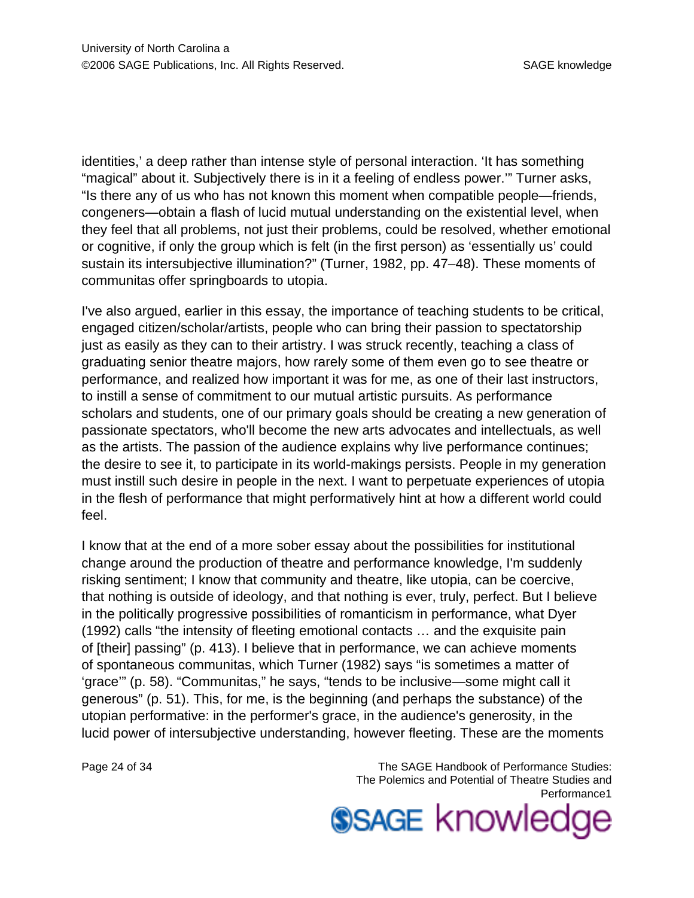identities,' a deep rather than intense style of personal interaction. 'It has something "magical" about it. Subjectively there is in it a feeling of endless power.'" Turner asks, "Is there any of us who has not known this moment when compatible people—friends, congeners—obtain a flash of lucid mutual understanding on the existential level, when they feel that all problems, not just their problems, could be resolved, whether emotional or cognitive, if only the group which is felt (in the first person) as 'essentially us' could sustain its intersubjective illumination?" (Turner, 1982, pp. 47–48). These moments of communitas offer springboards to utopia.

I've also argued, earlier in this essay, the importance of teaching students to be critical, engaged citizen/scholar/artists, people who can bring their passion to spectatorship just as easily as they can to their artistry. I was struck recently, teaching a class of graduating senior theatre majors, how rarely some of them even go to see theatre or performance, and realized how important it was for me, as one of their last instructors, to instill a sense of commitment to our mutual artistic pursuits. As performance scholars and students, one of our primary goals should be creating a new generation of passionate spectators, who'll become the new arts advocates and intellectuals, as well as the artists. The passion of the audience explains why live performance continues; the desire to see it, to participate in its world-makings persists. People in my generation must instill such desire in people in the next. I want to perpetuate experiences of utopia in the flesh of performance that might performatively hint at how a different world could feel.

I know that at the end of a more sober essay about the possibilities for institutional change around the production of theatre and performance knowledge, I'm suddenly risking sentiment; I know that community and theatre, like utopia, can be coercive, that nothing is outside of ideology, and that nothing is ever, truly, perfect. But I believe in the politically progressive possibilities of romanticism in performance, what Dyer (1992) calls "the intensity of fleeting emotional contacts … and the exquisite pain of [their] passing" (p. 413). I believe that in performance, we can achieve moments of spontaneous communitas, which Turner (1982) says "is sometimes a matter of 'grace'" (p. 58). "Communitas," he says, "tends to be inclusive—some might call it generous" (p. 51). This, for me, is the beginning (and perhaps the substance) of the utopian performative: in the performer's grace, in the audience's generosity, in the lucid power of intersubjective understanding, however fleeting. These are the moments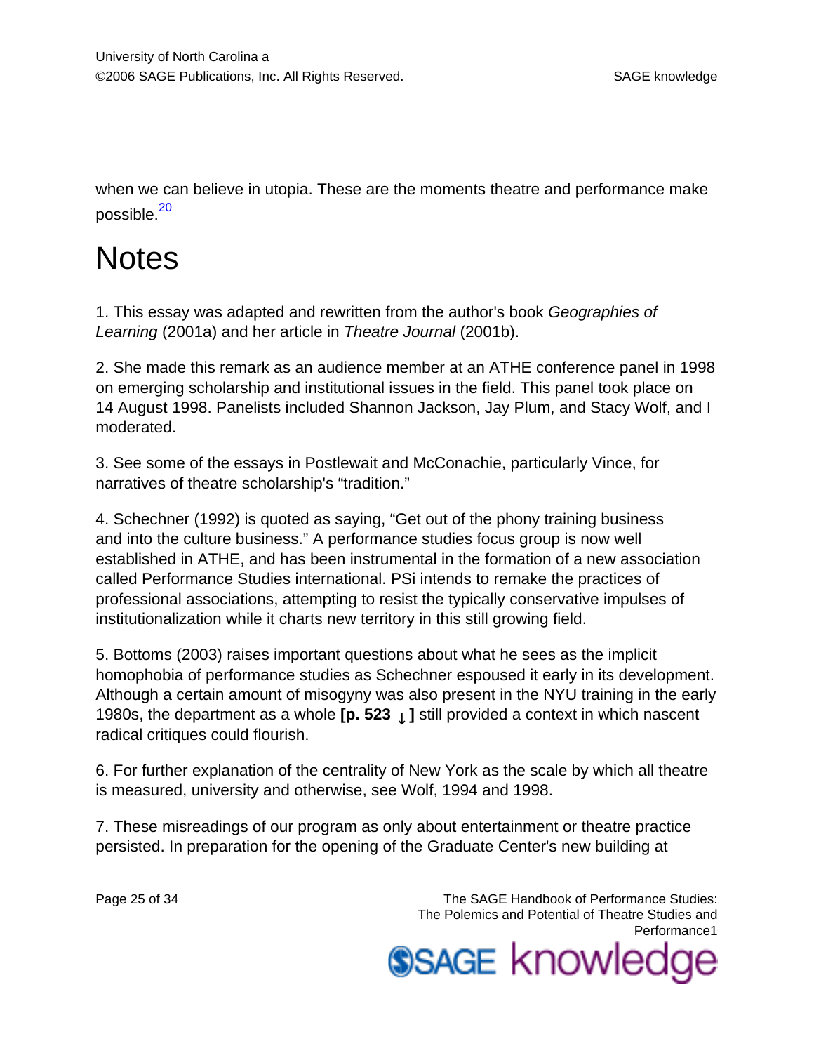when we can believe in utopia. These are the moments theatre and performance make possible.[20]

# Notes

1. This essay was adapted and rewritten from the author's book *Geographies of Learning* (2001a) and her article in *Theatre Journal* (2001b).

2. She made this remark as an audience member at an ATHE conference panel in 1998 on emerging scholarship and institutional issues in the field. This panel took place on 14 August 1998. Panelists included Shannon Jackson, Jay Plum, and Stacy Wolf, and I moderated.

3. See some of the essays in Postlewait and McConachie, particularly Vince, for narratives of theatre scholarship's "tradition."

4. Schechner (1992) is quoted as saying, "Get out of the phony training business and into the culture business." A performance studies focus group is now well established in ATHE, and has been instrumental in the formation of a new association called Performance Studies international. PSi intends to remake the practices of professional associations, attempting to resist the typically conservative impulses of institutionalization while it charts new territory in this still growing field.

5. Bottoms (2003) raises important questions about what he sees as the implicit homophobia of performance studies as Schechner espoused it early in its development. Although a certain amount of misogyny was also present in the NYU training in the early 1980s, the department as a whole **[p. 523 ↓ ]** still provided a context in which nascent radical critiques could flourish.

6. For further explanation of the centrality of New York as the scale by which all theatre is measured, university and otherwise, see Wolf, 1994 and 1998.

7. These misreadings of our program as only about entertainment or theatre practice persisted. In preparation for the opening of the Graduate Center's new building at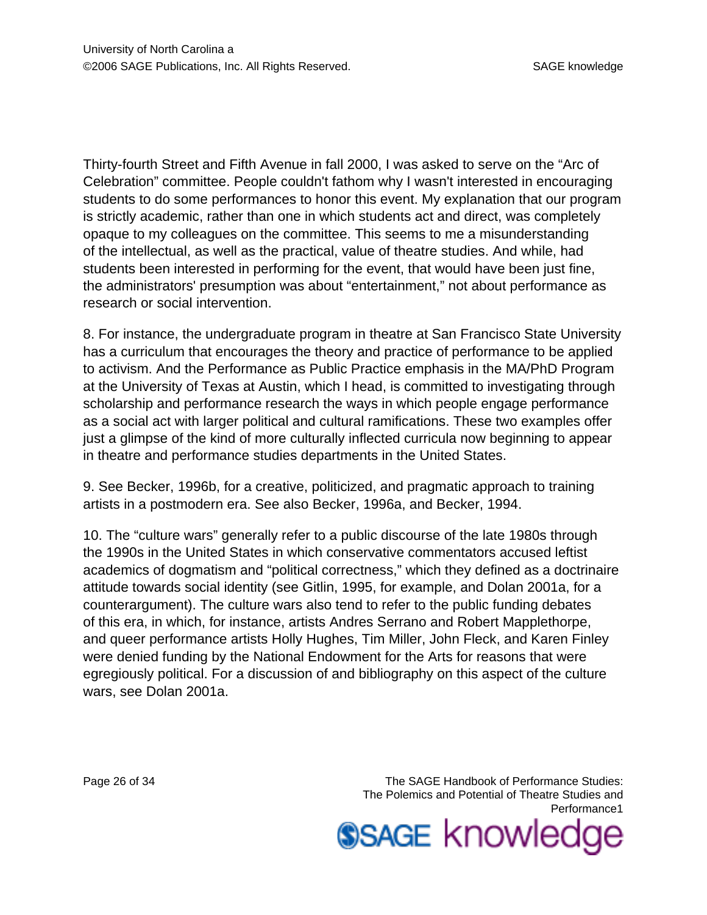Thirty-fourth Street and Fifth Avenue in fall 2000, I was asked to serve on the “Arc of Celebration” committee. People couldn't fathom why I wasn't interested in encouraging students to do some performances to honor this event. My explanation that our program is strictly academic, rather than one in which students act and direct, was completely opaque to my colleagues on the committee. This seems to me a misunderstanding of the intellectual, as well as the practical, value of theatre studies. And while, had students been interested in performing for the event, that would have been just fine, the administrators' presumption was about “entertainment,” not about performance as research or social intervention.

8. For instance, the undergraduate program in theatre at San Francisco State University has a curriculum that encourages the theory and practice of performance to be applied to activism. And the Performance as Public Practice emphasis in the MA/PhD Program at the University of Texas at Austin, which I head, is committed to investigating through scholarship and performance research the ways in which people engage performance as a social act with larger political and cultural ramifications. These two examples offer just a glimpse of the kind of more culturally inflected curricula now beginning to appear in theatre and performance studies departments in the United States.

9. See Becker, 1996b, for a creative, politicized, and pragmatic approach to training artists in a postmodern era. See also Becker, 1996a, and Becker, 1994.

10. The “culture wars” generally refer to a public discourse of the late 1980s through the 1990s in the United States in which conservative commentators accused leftist academics of dogmatism and “political correctness,” which they defined as a doctrinaire attitude towards social identity (see Gitlin, 1995, for example, and Dolan 2001a, for a counterargument). The culture wars also tend to refer to the public funding debates of this era, in which, for instance, artists Andres Serrano and Robert Mapplethorpe, and queer performance artists Holly Hughes, Tim Miller, John Fleck, and Karen Finley were denied funding by the National Endowment for the Arts for reasons that were egregiously political. For a discussion of and bibliography on this aspect of the culture wars, see Dolan 2001a.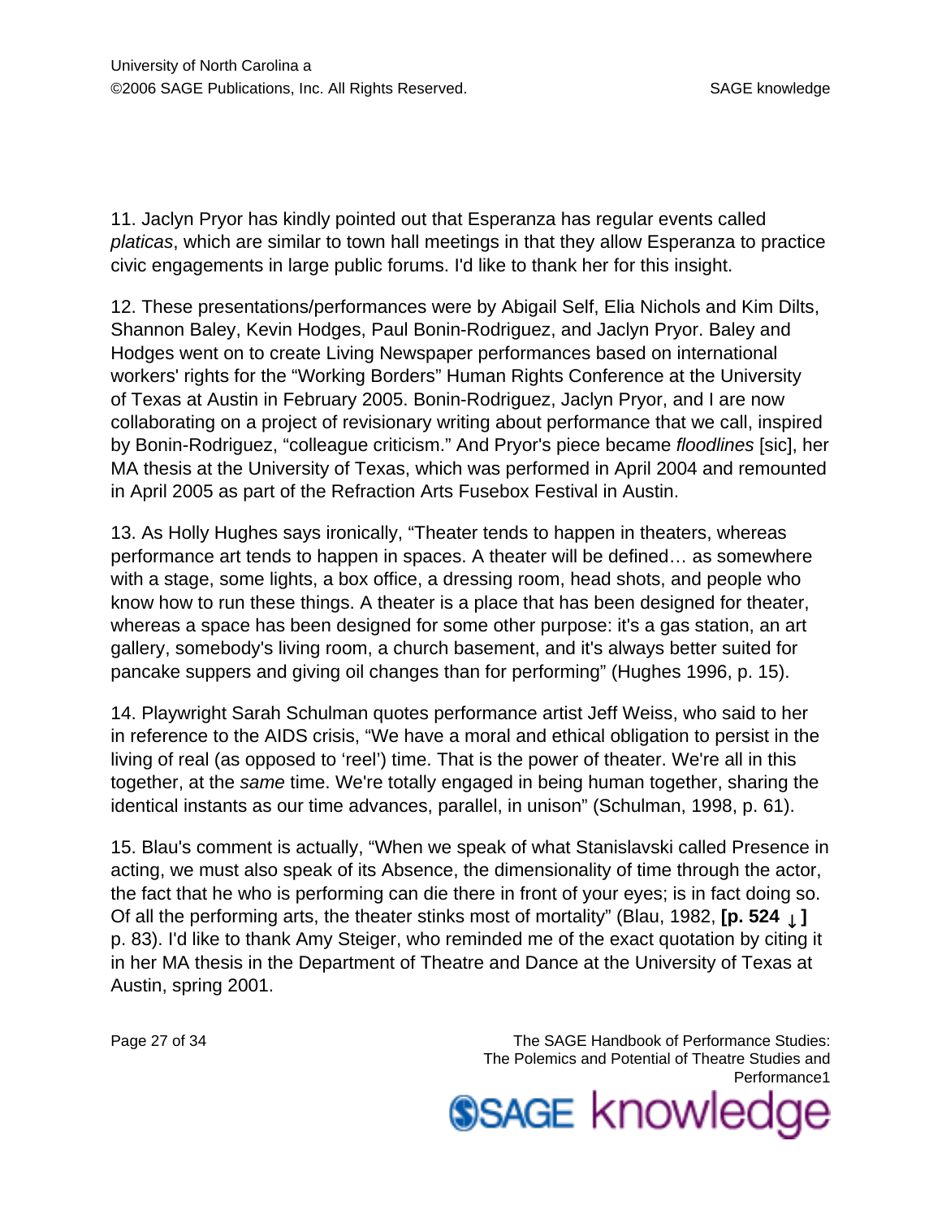11. Jaclyn Pryor has kindly pointed out that Esperanza has regular events called *platicas*, which are similar to town hall meetings in that they allow Esperanza to practice civic engagements in large public forums. I'd like to thank her for this insight.

12. These presentations/performances were by Abigail Self, Elia Nichols and Kim Dilts, Shannon Baley, Kevin Hodges, Paul Bonin-Rodriguez, and Jaclyn Pryor. Baley and Hodges went on to create Living Newspaper performances based on international workers' rights for the "Working Borders" Human Rights Conference at the University of Texas at Austin in February 2005. Bonin-Rodriguez, Jaclyn Pryor, and I are now collaborating on a project of revisionary writing about performance that we call, inspired by Bonin-Rodriguez, "colleague criticism." And Pryor's piece became *floodlines* [sic], her MA thesis at the University of Texas, which was performed in April 2004 and remounted in April 2005 as part of the Refraction Arts Fusebox Festival in Austin.

13. As Holly Hughes says ironically, "Theater tends to happen in theaters, whereas performance art tends to happen in spaces. A theater will be defined… as somewhere with a stage, some lights, a box office, a dressing room, head shots, and people who know how to run these things. A theater is a place that has been designed for theater, whereas a space has been designed for some other purpose: it's a gas station, an art gallery, somebody's living room, a church basement, and it's always better suited for pancake suppers and giving oil changes than for performing" (Hughes 1996, p. 15).

14. Playwright Sarah Schulman quotes performance artist Jeff Weiss, who said to her in reference to the AIDS crisis, "We have a moral and ethical obligation to persist in the living of real (as opposed to 'reel') time. That is the power of theater. We're all in this together, at the *same* time. We're totally engaged in being human together, sharing the identical instants as our time advances, parallel, in unison" (Schulman, 1998, p. 61).

15. Blau's comment is actually, "When we speak of what Stanislavski called Presence in acting, we must also speak of its Absence, the dimensionality of time through the actor, the fact that he who is performing can die there in front of your eyes; is in fact doing so. Of all the performing arts, the theater stinks most of mortality" (Blau, 1982, **[p. 524 ↓]** p. 83). I'd like to thank Amy Steiger, who reminded me of the exact quotation by citing it in her MA thesis in the Department of Theatre and Dance at the University of Texas at Austin, spring 2001.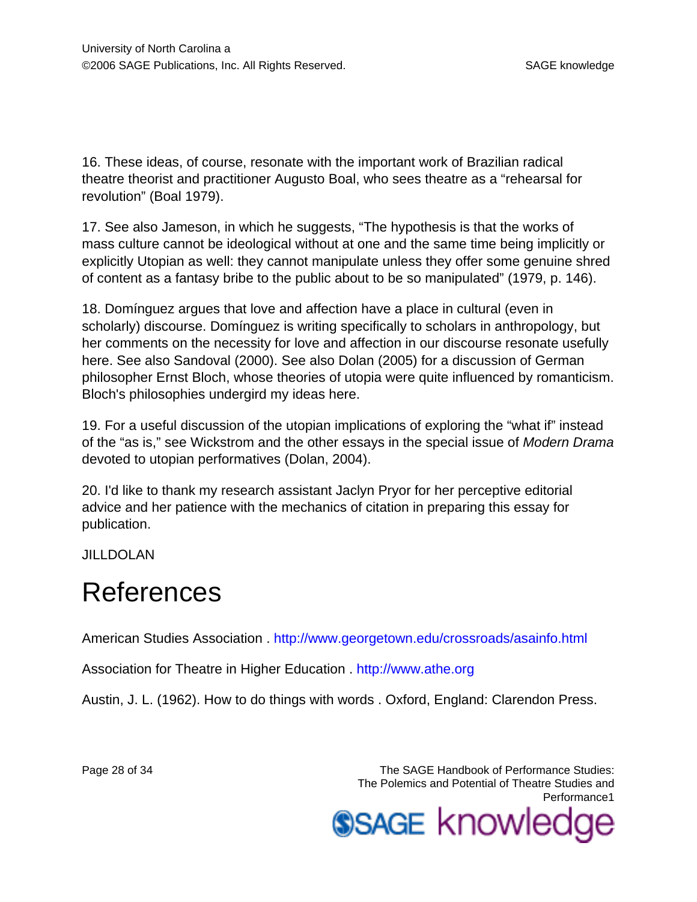16. These ideas, of course, resonate with the important work of Brazilian radical theatre theorist and practitioner Augusto Boal, who sees theatre as a "rehearsal for revolution" (Boal 1979).

17. See also Jameson, in which he suggests, "The hypothesis is that the works of mass culture cannot be ideological without at one and the same time being implicitly or explicitly Utopian as well: they cannot manipulate unless they offer some genuine shred of content as a fantasy bribe to the public about to be so manipulated" (1979, p. 146).

18. Domínguez argues that love and affection have a place in cultural (even in scholarly) discourse. Domínguez is writing specifically to scholars in anthropology, but her comments on the necessity for love and affection in our discourse resonate usefully here. See also Sandoval (2000). See also Dolan (2005) for a discussion of German philosopher Ernst Bloch, whose theories of utopia were quite influenced by romanticism. Bloch's philosophies undergird my ideas here.

19. For a useful discussion of the utopian implications of exploring the "what if" instead of the "as is," see Wickstrom and the other essays in the special issue of *Modern Drama* devoted to utopian performatives (Dolan, 2004).

20. I'd like to thank my research assistant Jaclyn Pryor for her perceptive editorial advice and her patience with the mechanics of citation in preparing this essay for publication.

JILLDOLAN

# References

American Studies Association . http://www.georgetown.edu/crossroads/asainfo.html

Association for Theatre in Higher Education . http://www.athe.org

Austin, J. L. (1962). How to do things with words . Oxford, England: Clarendon Press.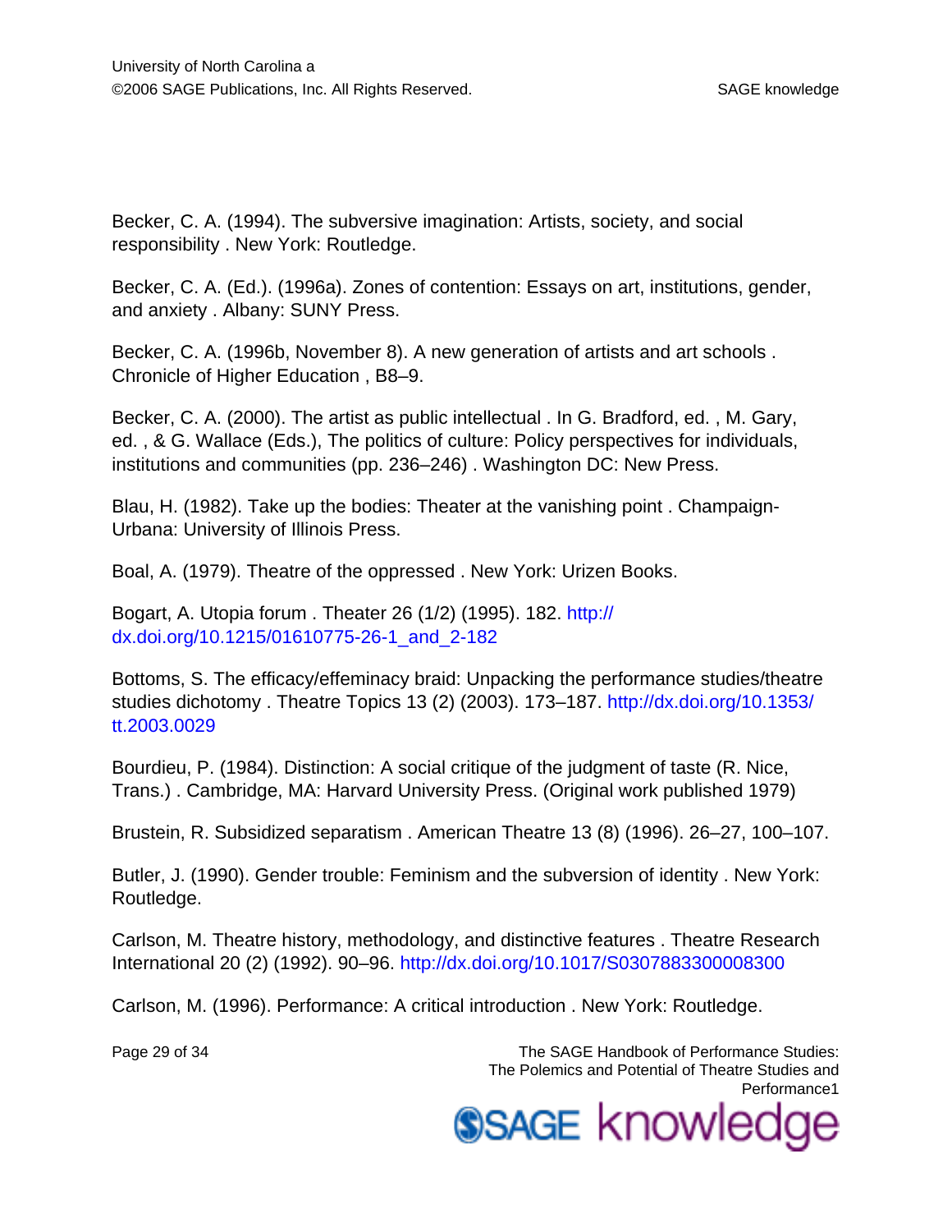Becker, C. A. (1994). The subversive imagination: Artists, society, and social responsibility . New York: Routledge.

Becker, C. A. (Ed.). (1996a). Zones of contention: Essays on art, institutions, gender, and anxiety . Albany: SUNY Press.

Becker, C. A. (1996b, November 8). A new generation of artists and art schools . Chronicle of Higher Education , B8–9.

Becker, C. A. (2000). The artist as public intellectual . In G. Bradford, ed. , M. Gary, ed. , & G. Wallace (Eds.), The politics of culture: Policy perspectives for individuals, institutions and communities (pp. 236–246) . Washington DC: New Press.

Blau, H. (1982). Take up the bodies: Theater at the vanishing point . Champaign-Urbana: University of Illinois Press.

Boal, A. (1979). Theatre of the oppressed . New York: Urizen Books.

Bogart, A. Utopia forum . Theater 26 (1/2) (1995). 182. http://dx.doi.org/10.1215/01610775-26-1_and_2-182

Bottoms, S. The efficacy/effeminacy braid: Unpacking the performance studies/theatre studies dichotomy . Theatre Topics 13 (2) (2003). 173–187. http://dx.doi.org/10.1353/tt.2003.0029

Bourdieu, P. (1984). Distinction: A social critique of the judgment of taste (R. Nice, Trans.) . Cambridge, MA: Harvard University Press. (Original work published 1979)

Brustein, R. Subsidized separatism . American Theatre 13 (8) (1996). 26–27, 100–107.

Butler, J. (1990). Gender trouble: Feminism and the subversion of identity . New York: Routledge.

Carlson, M. Theatre history, methodology, and distinctive features . Theatre Research International 20 (2) (1992). 90–96. http://dx.doi.org/10.1017/S0307883300008300

Carlson, M. (1996). Performance: A critical introduction . New York: Routledge.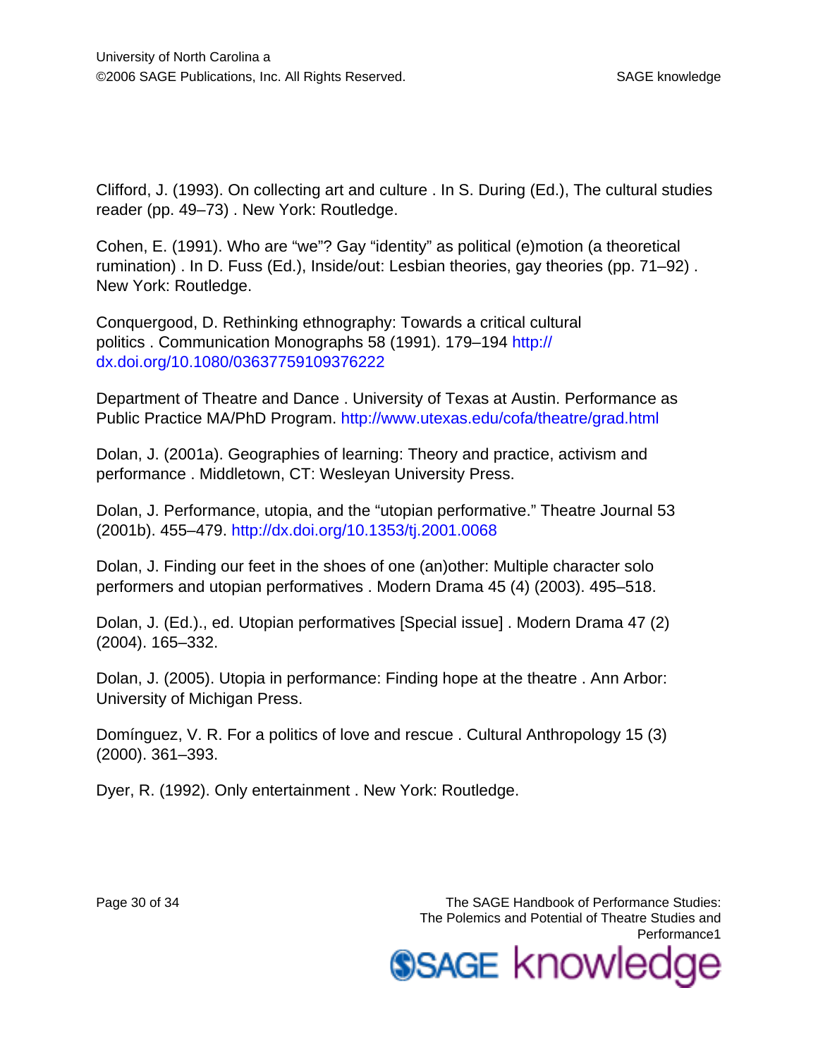Clifford, J. (1993). On collecting art and culture . In S. During (Ed.), The cultural studies reader (pp. 49–73) . New York: Routledge.

Cohen, E. (1991). Who are “we”? Gay “identity” as political (e)motion (a theoretical rumination) . In D. Fuss (Ed.), Inside/out: Lesbian theories, gay theories (pp. 71–92) . New York: Routledge.

Conquergood, D. Rethinking ethnography: Towards a critical cultural politics . Communication Monographs 58 (1991). 179–194 http://dx.doi.org/10.1080/03637759109376222

Department of Theatre and Dance . University of Texas at Austin. Performance as Public Practice MA/PhD Program. http://www.utexas.edu/cofa/theatre/grad.html

Dolan, J. (2001a). Geographies of learning: Theory and practice, activism and performance . Middletown, CT: Wesleyan University Press.

Dolan, J. Performance, utopia, and the “utopian performative.” Theatre Journal 53 (2001b). 455–479. http://dx.doi.org/10.1353/tj.2001.0068

Dolan, J. Finding our feet in the shoes of one (an)other: Multiple character solo performers and utopian performatives . Modern Drama 45 (4) (2003). 495–518.

Dolan, J. (Ed.)., ed. Utopian performatives [Special issue] . Modern Drama 47 (2) (2004). 165–332.

Dolan, J. (2005). Utopia in performance: Finding hope at the theatre . Ann Arbor: University of Michigan Press.

Domínguez, V. R. For a politics of love and rescue . Cultural Anthropology 15 (3) (2000). 361–393.

Dyer, R. (1992). Only entertainment . New York: Routledge.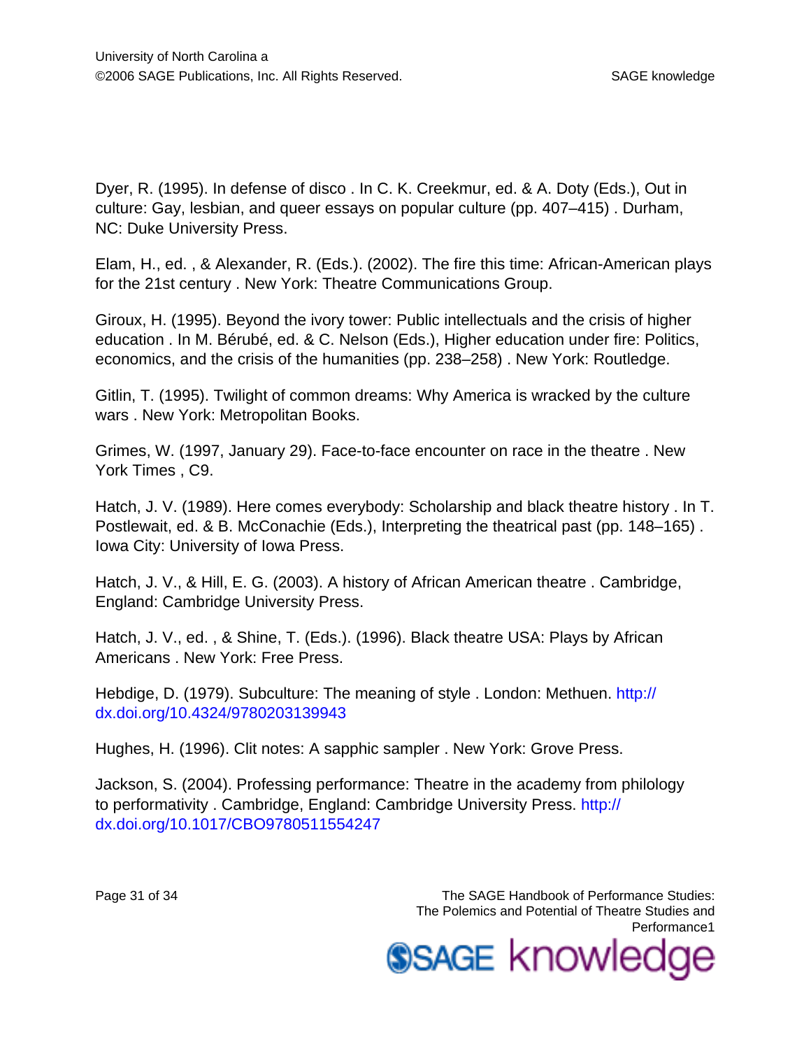Dyer, R. (1995). In defense of disco . In C. K. Creekmur, ed. & A. Doty (Eds.), Out in culture: Gay, lesbian, and queer essays on popular culture (pp. 407–415) . Durham, NC: Duke University Press.

Elam, H., ed. , & Alexander, R. (Eds.). (2002). The fire this time: African-American plays for the 21st century . New York: Theatre Communications Group.

Giroux, H. (1995). Beyond the ivory tower: Public intellectuals and the crisis of higher education . In M. Bérubé, ed. & C. Nelson (Eds.), Higher education under fire: Politics, economics, and the crisis of the humanities (pp. 238–258) . New York: Routledge.

Gitlin, T. (1995). Twilight of common dreams: Why America is wracked by the culture wars . New York: Metropolitan Books.

Grimes, W. (1997, January 29). Face-to-face encounter on race in the theatre . New York Times , C9.

Hatch, J. V. (1989). Here comes everybody: Scholarship and black theatre history . In T. Postlewait, ed. & B. McConachie (Eds.), Interpreting the theatrical past (pp. 148–165) . Iowa City: University of Iowa Press.

Hatch, J. V., & Hill, E. G. (2003). A history of African American theatre . Cambridge, England: Cambridge University Press.

Hatch, J. V., ed. , & Shine, T. (Eds.). (1996). Black theatre USA: Plays by African Americans . New York: Free Press.

Hebdige, D. (1979). Subculture: The meaning of style . London: Methuen. http://dx.doi.org/10.4324/9780203139943

Hughes, H. (1996). Clit notes: A sapphic sampler . New York: Grove Press.

Jackson, S. (2004). Professing performance: Theatre in the academy from philology to performativity . Cambridge, England: Cambridge University Press. http://dx.doi.org/10.1017/CBO9780511554247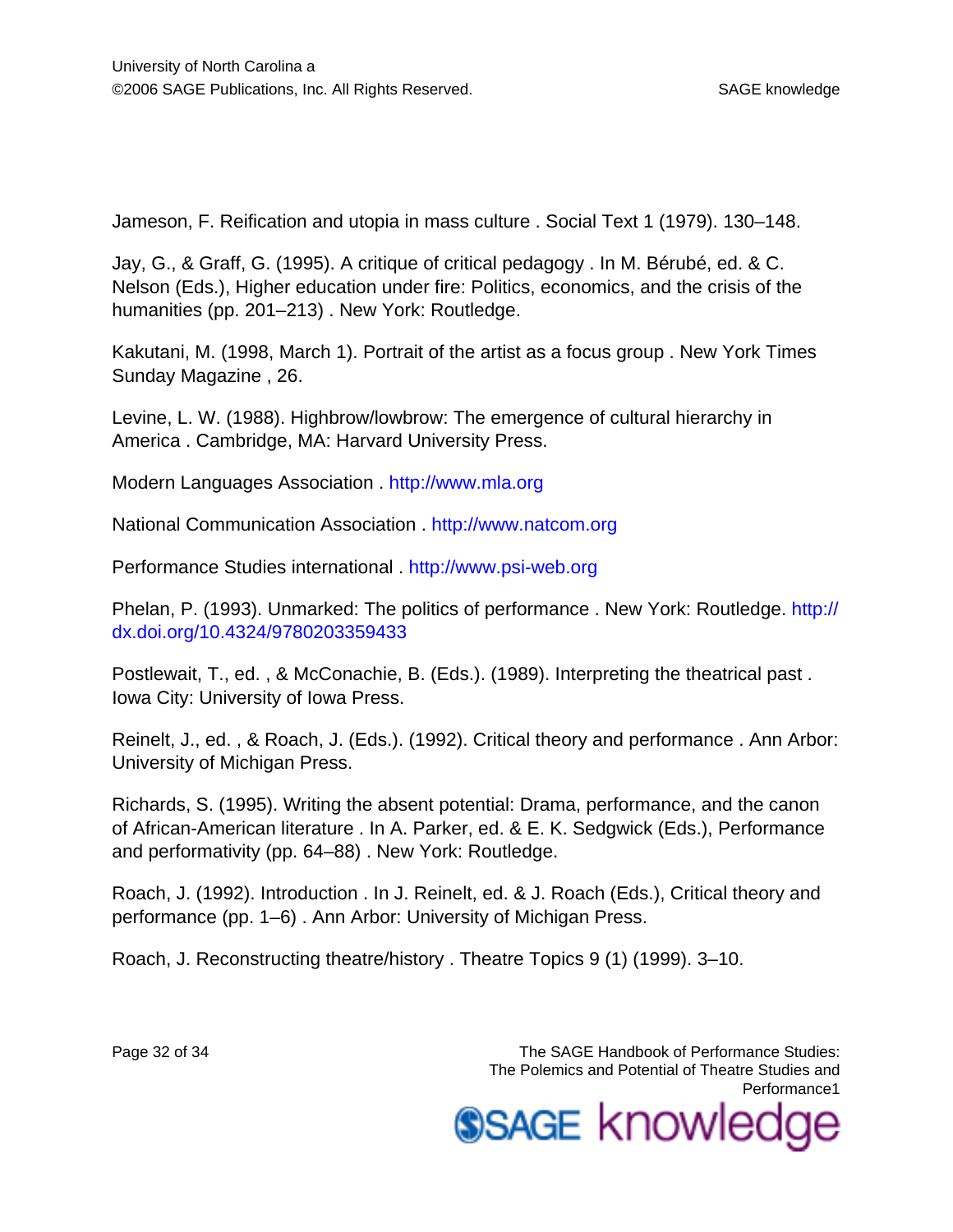Jameson, F. Reification and utopia in mass culture . Social Text 1 (1979). 130–148.

Jay, G., & Graff, G. (1995). A critique of critical pedagogy . In M. Bérubé, ed. & C. Nelson (Eds.), Higher education under fire: Politics, economics, and the crisis of the humanities (pp. 201–213) . New York: Routledge.

Kakutani, M. (1998, March 1). Portrait of the artist as a focus group . New York Times Sunday Magazine , 26.

Levine, L. W. (1988). Highbrow/lowbrow: The emergence of cultural hierarchy in America . Cambridge, MA: Harvard University Press.

Modern Languages Association . http://www.mla.org

National Communication Association . http://www.natcom.org

Performance Studies international . http://www.psi-web.org

Phelan, P. (1993). Unmarked: The politics of performance . New York: Routledge. http://dx.doi.org/10.4324/9780203359433

Postlewait, T., ed. , & McConachie, B. (Eds.). (1989). Interpreting the theatrical past . Iowa City: University of Iowa Press.

Reinelt, J., ed. , & Roach, J. (Eds.). (1992). Critical theory and performance . Ann Arbor: University of Michigan Press.

Richards, S. (1995). Writing the absent potential: Drama, performance, and the canon of African-American literature . In A. Parker, ed. & E. K. Sedgwick (Eds.), Performance and performativity (pp. 64–88) . New York: Routledge.

Roach, J. (1992). Introduction . In J. Reinelt, ed. & J. Roach (Eds.), Critical theory and performance (pp. 1–6) . Ann Arbor: University of Michigan Press.

Roach, J. Reconstructing theatre/history . Theatre Topics 9 (1) (1999). 3–10.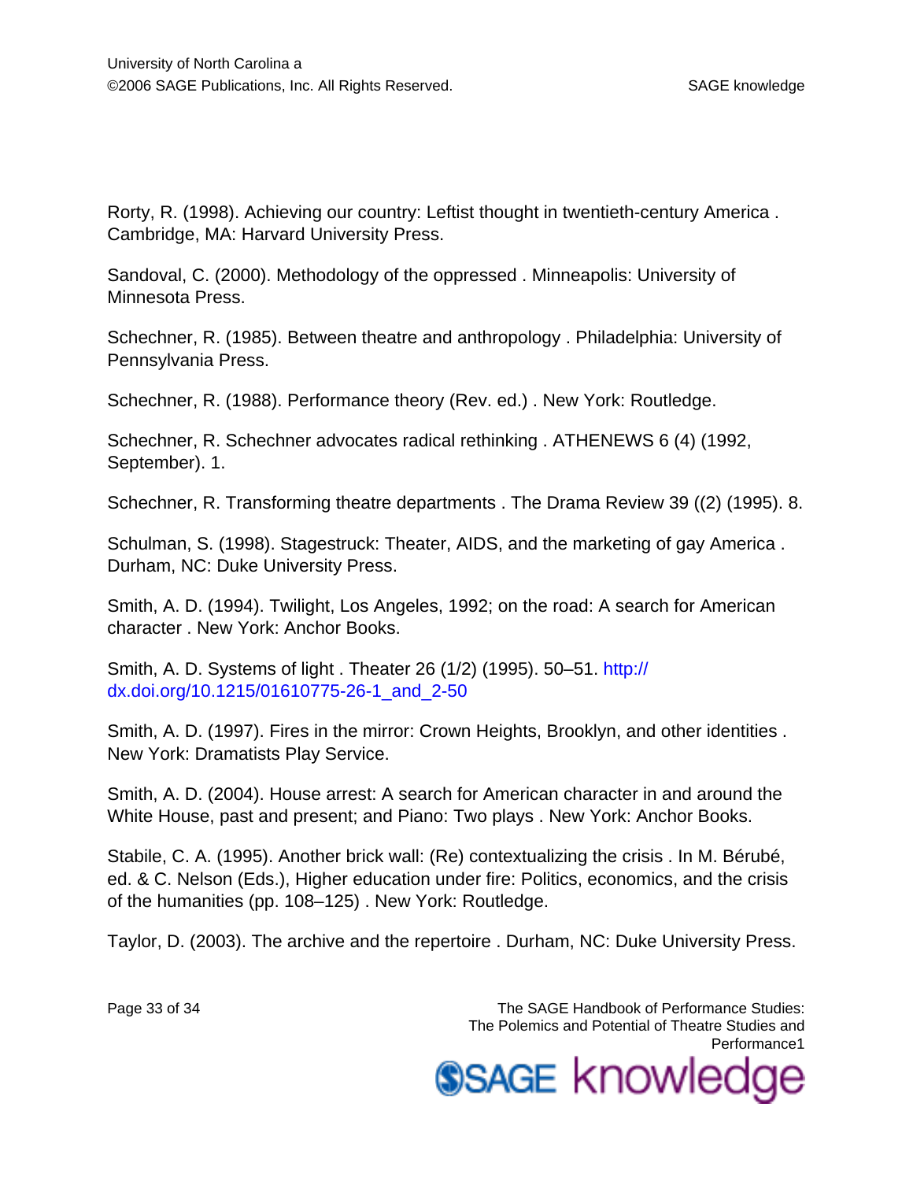Rorty, R. (1998). Achieving our country: Leftist thought in twentieth-century America . Cambridge, MA: Harvard University Press.

Sandoval, C. (2000). Methodology of the oppressed . Minneapolis: University of Minnesota Press.

Schechner, R. (1985). Between theatre and anthropology . Philadelphia: University of Pennsylvania Press.

Schechner, R. (1988). Performance theory (Rev. ed.) . New York: Routledge.

Schechner, R. Schechner advocates radical rethinking . ATHENEWS 6 (4) (1992, September). 1.

Schechner, R. Transforming theatre departments . The Drama Review 39 ((2) (1995). 8.

Schulman, S. (1998). Stagestruck: Theater, AIDS, and the marketing of gay America . Durham, NC: Duke University Press.

Smith, A. D. (1994). Twilight, Los Angeles, 1992; on the road: A search for American character . New York: Anchor Books.

Smith, A. D. Systems of light . Theater 26 (1/2) (1995). 50–51. http://dx.doi.org/10.1215/01610775-26-1_and_2-50

Smith, A. D. (1997). Fires in the mirror: Crown Heights, Brooklyn, and other identities . New York: Dramatists Play Service.

Smith, A. D. (2004). House arrest: A search for American character in and around the White House, past and present; and Piano: Two plays . New York: Anchor Books.

Stabile, C. A. (1995). Another brick wall: (Re) contextualizing the crisis . In M. Bérubé, ed. & C. Nelson (Eds.), Higher education under fire: Politics, economics, and the crisis of the humanities (pp. 108–125) . New York: Routledge.

Taylor, D. (2003). The archive and the repertoire . Durham, NC: Duke University Press.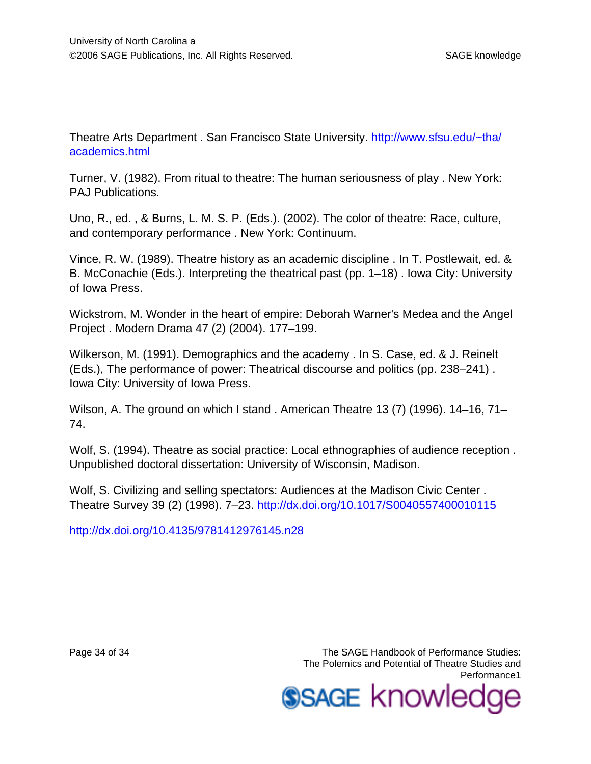Theatre Arts Department . San Francisco State University. http://www.sfsu.edu/~tha/academics.html

Turner, V. (1982). From ritual to theatre: The human seriousness of play . New York: PAJ Publications.

Uno, R., ed. , & Burns, L. M. S. P. (Eds.). (2002). The color of theatre: Race, culture, and contemporary performance . New York: Continuum.

Vince, R. W. (1989). Theatre history as an academic discipline . In T. Postlewait, ed. & B. McConachie (Eds.). Interpreting the theatrical past (pp. 1–18) . Iowa City: University of Iowa Press.

Wickstrom, M. Wonder in the heart of empire: Deborah Warner's Medea and the Angel Project . Modern Drama 47 (2) (2004). 177–199.

Wilkerson, M. (1991). Demographics and the academy . In S. Case, ed. & J. Reinelt (Eds.), The performance of power: Theatrical discourse and politics (pp. 238–241) . Iowa City: University of Iowa Press.

Wilson, A. The ground on which I stand . American Theatre 13 (7) (1996). 14–16, 71–74.

Wolf, S. (1994). Theatre as social practice: Local ethnographies of audience reception . Unpublished doctoral dissertation: University of Wisconsin, Madison.

Wolf, S. Civilizing and selling spectators: Audiences at the Madison Civic Center . Theatre Survey 39 (2) (1998). 7–23. http://dx.doi.org/10.1017/S0040557400010115

http://dx.doi.org/10.4135/9781412976145.n28